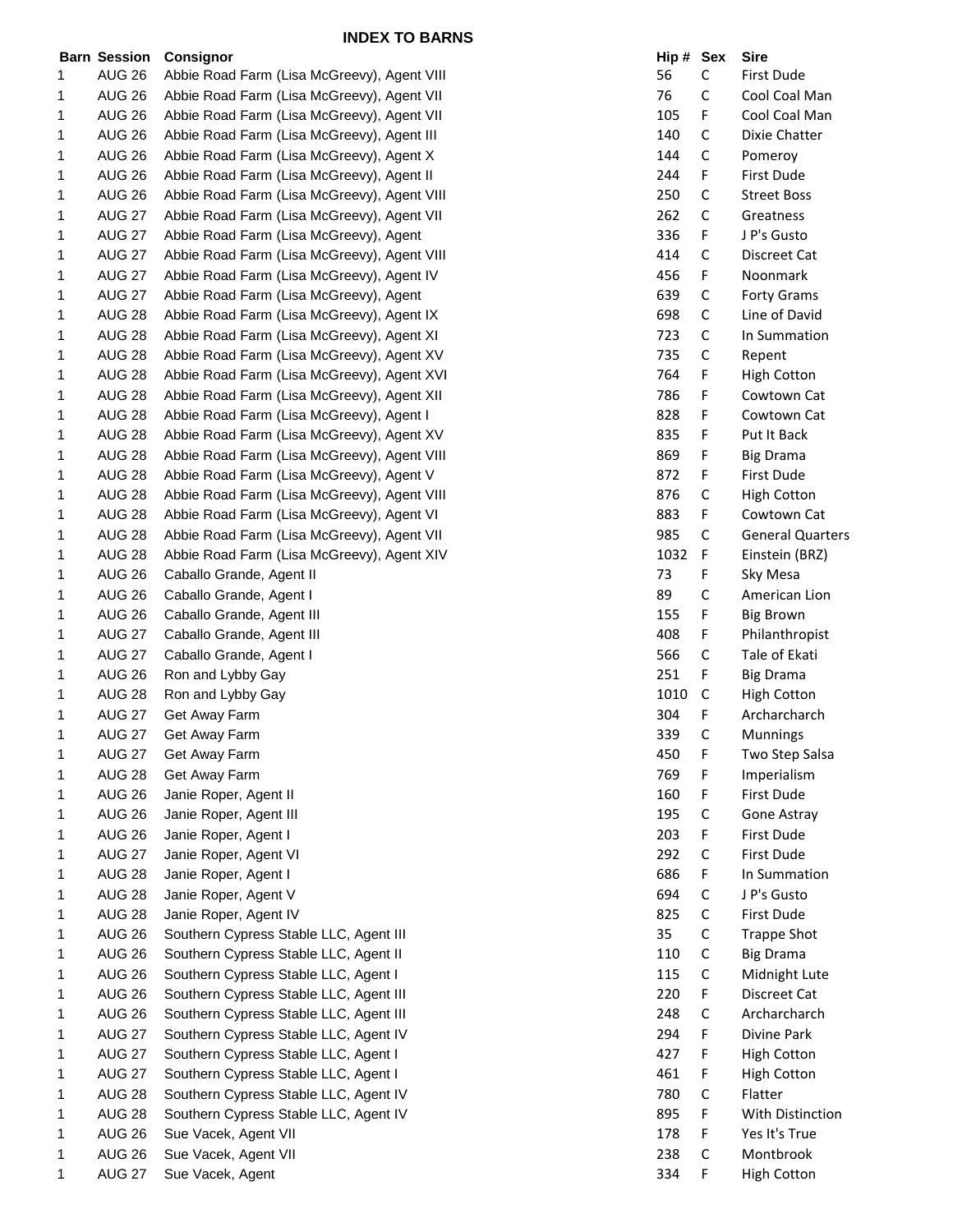# INDEX TO BARNS

| Barn | Session | Consignor | Hip # | Sex | Sire |
|---|---|---|---|---|---|
| 1 | AUG 26 | Abbie Road Farm (Lisa McGreevy), Agent VIII | 56 | C | First Dude |
| 1 | AUG 26 | Abbie Road Farm (Lisa McGreevy), Agent VII | 76 | C | Cool Coal Man |
| 1 | AUG 26 | Abbie Road Farm (Lisa McGreevy), Agent VII | 105 | F | Cool Coal Man |
| 1 | AUG 26 | Abbie Road Farm (Lisa McGreevy), Agent III | 140 | C | Dixie Chatter |
| 1 | AUG 26 | Abbie Road Farm (Lisa McGreevy), Agent X | 144 | C | Pomeroy |
| 1 | AUG 26 | Abbie Road Farm (Lisa McGreevy), Agent II | 244 | F | First Dude |
| 1 | AUG 26 | Abbie Road Farm (Lisa McGreevy), Agent VIII | 250 | C | Street Boss |
| 1 | AUG 27 | Abbie Road Farm (Lisa McGreevy), Agent VII | 262 | C | Greatness |
| 1 | AUG 27 | Abbie Road Farm (Lisa McGreevy), Agent | 336 | F | J P's Gusto |
| 1 | AUG 27 | Abbie Road Farm (Lisa McGreevy), Agent VIII | 414 | C | Discreet Cat |
| 1 | AUG 27 | Abbie Road Farm (Lisa McGreevy), Agent IV | 456 | F | Noonmark |
| 1 | AUG 27 | Abbie Road Farm (Lisa McGreevy), Agent | 639 | C | Forty Grams |
| 1 | AUG 28 | Abbie Road Farm (Lisa McGreevy), Agent IX | 698 | C | Line of David |
| 1 | AUG 28 | Abbie Road Farm (Lisa McGreevy), Agent XI | 723 | C | In Summation |
| 1 | AUG 28 | Abbie Road Farm (Lisa McGreevy), Agent XV | 735 | C | Repent |
| 1 | AUG 28 | Abbie Road Farm (Lisa McGreevy), Agent XVI | 764 | F | High Cotton |
| 1 | AUG 28 | Abbie Road Farm (Lisa McGreevy), Agent XII | 786 | F | Cowtown Cat |
| 1 | AUG 28 | Abbie Road Farm (Lisa McGreevy), Agent I | 828 | F | Cowtown Cat |
| 1 | AUG 28 | Abbie Road Farm (Lisa McGreevy), Agent XV | 835 | F | Put It Back |
| 1 | AUG 28 | Abbie Road Farm (Lisa McGreevy), Agent VIII | 869 | F | Big Drama |
| 1 | AUG 28 | Abbie Road Farm (Lisa McGreevy), Agent V | 872 | F | First Dude |
| 1 | AUG 28 | Abbie Road Farm (Lisa McGreevy), Agent VIII | 876 | C | High Cotton |
| 1 | AUG 28 | Abbie Road Farm (Lisa McGreevy), Agent VI | 883 | F | Cowtown Cat |
| 1 | AUG 28 | Abbie Road Farm (Lisa McGreevy), Agent VII | 985 | C | General Quarters |
| 1 | AUG 28 | Abbie Road Farm (Lisa McGreevy), Agent XIV | 1032 | F | Einstein (BRZ) |
| 1 | AUG 26 | Caballo Grande, Agent II | 73 | F | Sky Mesa |
| 1 | AUG 26 | Caballo Grande, Agent I | 89 | C | American Lion |
| 1 | AUG 26 | Caballo Grande, Agent III | 155 | F | Big Brown |
| 1 | AUG 27 | Caballo Grande, Agent III | 408 | F | Philanthropist |
| 1 | AUG 27 | Caballo Grande, Agent I | 566 | C | Tale of Ekati |
| 1 | AUG 26 | Ron and Lybby Gay | 251 | F | Big Drama |
| 1 | AUG 28 | Ron and Lybby Gay | 1010 | C | High Cotton |
| 1 | AUG 27 | Get Away Farm | 304 | F | Archarcharch |
| 1 | AUG 27 | Get Away Farm | 339 | C | Munnings |
| 1 | AUG 27 | Get Away Farm | 450 | F | Two Step Salsa |
| 1 | AUG 28 | Get Away Farm | 769 | F | Imperialism |
| 1 | AUG 26 | Janie Roper, Agent II | 160 | F | First Dude |
| 1 | AUG 26 | Janie Roper, Agent III | 195 | C | Gone Astray |
| 1 | AUG 26 | Janie Roper, Agent I | 203 | F | First Dude |
| 1 | AUG 27 | Janie Roper, Agent VI | 292 | C | First Dude |
| 1 | AUG 28 | Janie Roper, Agent I | 686 | F | In Summation |
| 1 | AUG 28 | Janie Roper, Agent V | 694 | C | J P's Gusto |
| 1 | AUG 28 | Janie Roper, Agent IV | 825 | C | First Dude |
| 1 | AUG 26 | Southern Cypress Stable LLC, Agent III | 35 | C | Trappe Shot |
| 1 | AUG 26 | Southern Cypress Stable LLC, Agent II | 110 | C | Big Drama |
| 1 | AUG 26 | Southern Cypress Stable LLC, Agent I | 115 | C | Midnight Lute |
| 1 | AUG 26 | Southern Cypress Stable LLC, Agent III | 220 | F | Discreet Cat |
| 1 | AUG 26 | Southern Cypress Stable LLC, Agent III | 248 | C | Archarcharch |
| 1 | AUG 27 | Southern Cypress Stable LLC, Agent IV | 294 | F | Divine Park |
| 1 | AUG 27 | Southern Cypress Stable LLC, Agent I | 427 | F | High Cotton |
| 1 | AUG 27 | Southern Cypress Stable LLC, Agent I | 461 | F | High Cotton |
| 1 | AUG 28 | Southern Cypress Stable LLC, Agent IV | 780 | C | Flatter |
| 1 | AUG 28 | Southern Cypress Stable LLC, Agent IV | 895 | F | With Distinction |
| 1 | AUG 26 | Sue Vacek, Agent VII | 178 | F | Yes It's True |
| 1 | AUG 26 | Sue Vacek, Agent VII | 238 | C | Montbrook |
| 1 | AUG 27 | Sue Vacek, Agent | 334 | F | High Cotton |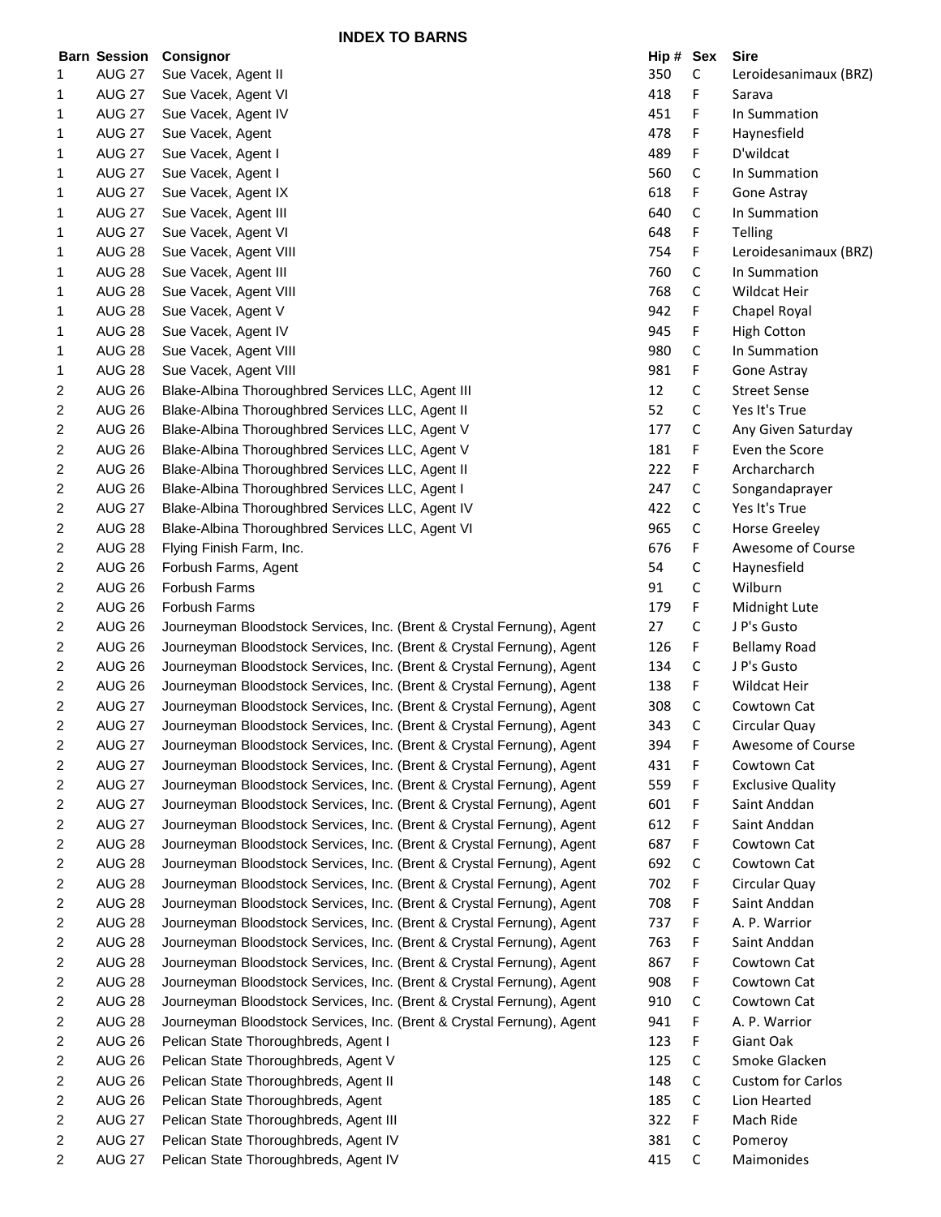## INDEX TO BARNS

| Barn | Session | Consignor | Hip # | Sex | Sire |
|---|---|---|---|---|---|
| 1 | AUG 27 | Sue Vacek, Agent II | 350 | C | Leroidesanimaux (BRZ) |
| 1 | AUG 27 | Sue Vacek, Agent VI | 418 | F | Sarava |
| 1 | AUG 27 | Sue Vacek, Agent IV | 451 | F | In Summation |
| 1 | AUG 27 | Sue Vacek, Agent | 478 | F | Haynesfield |
| 1 | AUG 27 | Sue Vacek, Agent I | 489 | F | D'wildcat |
| 1 | AUG 27 | Sue Vacek, Agent I | 560 | C | In Summation |
| 1 | AUG 27 | Sue Vacek, Agent IX | 618 | F | Gone Astray |
| 1 | AUG 27 | Sue Vacek, Agent III | 640 | C | In Summation |
| 1 | AUG 27 | Sue Vacek, Agent VI | 648 | F | Telling |
| 1 | AUG 28 | Sue Vacek, Agent VIII | 754 | F | Leroidesanimaux (BRZ) |
| 1 | AUG 28 | Sue Vacek, Agent III | 760 | C | In Summation |
| 1 | AUG 28 | Sue Vacek, Agent VIII | 768 | C | Wildcat Heir |
| 1 | AUG 28 | Sue Vacek, Agent V | 942 | F | Chapel Royal |
| 1 | AUG 28 | Sue Vacek, Agent IV | 945 | F | High Cotton |
| 1 | AUG 28 | Sue Vacek, Agent VIII | 980 | C | In Summation |
| 1 | AUG 28 | Sue Vacek, Agent VIII | 981 | F | Gone Astray |
| 2 | AUG 26 | Blake-Albina Thoroughbred Services LLC, Agent III | 12 | C | Street Sense |
| 2 | AUG 26 | Blake-Albina Thoroughbred Services LLC, Agent II | 52 | C | Yes It's True |
| 2 | AUG 26 | Blake-Albina Thoroughbred Services LLC, Agent V | 177 | C | Any Given Saturday |
| 2 | AUG 26 | Blake-Albina Thoroughbred Services LLC, Agent V | 181 | F | Even the Score |
| 2 | AUG 26 | Blake-Albina Thoroughbred Services LLC, Agent II | 222 | F | Archarcharch |
| 2 | AUG 26 | Blake-Albina Thoroughbred Services LLC, Agent I | 247 | C | Songandaprayer |
| 2 | AUG 27 | Blake-Albina Thoroughbred Services LLC, Agent IV | 422 | C | Yes It's True |
| 2 | AUG 28 | Blake-Albina Thoroughbred Services LLC, Agent VI | 965 | C | Horse Greeley |
| 2 | AUG 28 | Flying Finish Farm, Inc. | 676 | F | Awesome of Course |
| 2 | AUG 26 | Forbush Farms, Agent | 54 | C | Haynesfield |
| 2 | AUG 26 | Forbush Farms | 91 | C | Wilburn |
| 2 | AUG 26 | Forbush Farms | 179 | F | Midnight Lute |
| 2 | AUG 26 | Journeyman Bloodstock Services, Inc. (Brent & Crystal Fernung), Agent | 27 | C | J P's Gusto |
| 2 | AUG 26 | Journeyman Bloodstock Services, Inc. (Brent & Crystal Fernung), Agent | 126 | F | Bellamy Road |
| 2 | AUG 26 | Journeyman Bloodstock Services, Inc. (Brent & Crystal Fernung), Agent | 134 | C | J P's Gusto |
| 2 | AUG 26 | Journeyman Bloodstock Services, Inc. (Brent & Crystal Fernung), Agent | 138 | F | Wildcat Heir |
| 2 | AUG 27 | Journeyman Bloodstock Services, Inc. (Brent & Crystal Fernung), Agent | 308 | C | Cowtown Cat |
| 2 | AUG 27 | Journeyman Bloodstock Services, Inc. (Brent & Crystal Fernung), Agent | 343 | C | Circular Quay |
| 2 | AUG 27 | Journeyman Bloodstock Services, Inc. (Brent & Crystal Fernung), Agent | 394 | F | Awesome of Course |
| 2 | AUG 27 | Journeyman Bloodstock Services, Inc. (Brent & Crystal Fernung), Agent | 431 | F | Cowtown Cat |
| 2 | AUG 27 | Journeyman Bloodstock Services, Inc. (Brent & Crystal Fernung), Agent | 559 | F | Exclusive Quality |
| 2 | AUG 27 | Journeyman Bloodstock Services, Inc. (Brent & Crystal Fernung), Agent | 601 | F | Saint Anddan |
| 2 | AUG 27 | Journeyman Bloodstock Services, Inc. (Brent & Crystal Fernung), Agent | 612 | F | Saint Anddan |
| 2 | AUG 28 | Journeyman Bloodstock Services, Inc. (Brent & Crystal Fernung), Agent | 687 | F | Cowtown Cat |
| 2 | AUG 28 | Journeyman Bloodstock Services, Inc. (Brent & Crystal Fernung), Agent | 692 | C | Cowtown Cat |
| 2 | AUG 28 | Journeyman Bloodstock Services, Inc. (Brent & Crystal Fernung), Agent | 702 | F | Circular Quay |
| 2 | AUG 28 | Journeyman Bloodstock Services, Inc. (Brent & Crystal Fernung), Agent | 708 | F | Saint Anddan |
| 2 | AUG 28 | Journeyman Bloodstock Services, Inc. (Brent & Crystal Fernung), Agent | 737 | F | A. P. Warrior |
| 2 | AUG 28 | Journeyman Bloodstock Services, Inc. (Brent & Crystal Fernung), Agent | 763 | F | Saint Anddan |
| 2 | AUG 28 | Journeyman Bloodstock Services, Inc. (Brent & Crystal Fernung), Agent | 867 | F | Cowtown Cat |
| 2 | AUG 28 | Journeyman Bloodstock Services, Inc. (Brent & Crystal Fernung), Agent | 908 | F | Cowtown Cat |
| 2 | AUG 28 | Journeyman Bloodstock Services, Inc. (Brent & Crystal Fernung), Agent | 910 | C | Cowtown Cat |
| 2 | AUG 28 | Journeyman Bloodstock Services, Inc. (Brent & Crystal Fernung), Agent | 941 | F | A. P. Warrior |
| 2 | AUG 26 | Pelican State Thoroughbreds, Agent I | 123 | F | Giant Oak |
| 2 | AUG 26 | Pelican State Thoroughbreds, Agent V | 125 | C | Smoke Glacken |
| 2 | AUG 26 | Pelican State Thoroughbreds, Agent II | 148 | C | Custom for Carlos |
| 2 | AUG 26 | Pelican State Thoroughbreds, Agent | 185 | C | Lion Hearted |
| 2 | AUG 27 | Pelican State Thoroughbreds, Agent III | 322 | F | Mach Ride |
| 2 | AUG 27 | Pelican State Thoroughbreds, Agent IV | 381 | C | Pomeroy |
| 2 | AUG 27 | Pelican State Thoroughbreds, Agent IV | 415 | C | Maimonides |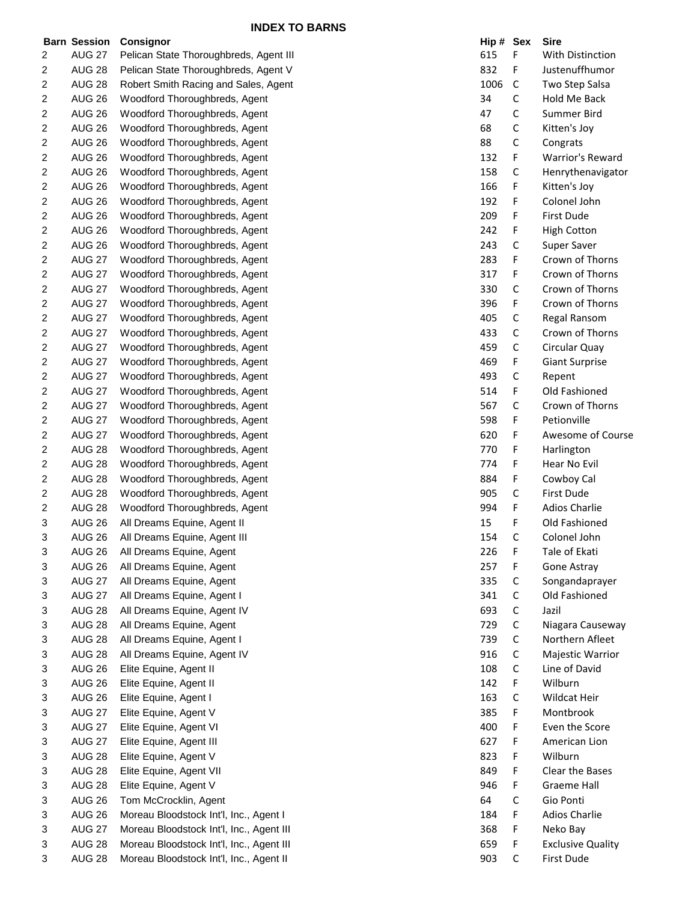## INDEX TO BARNS

| Barn | Session | Consignor | Hip # | Sex | Sire |
|---|---|---|---|---|---|
| 2 | AUG 27 | Pelican State Thoroughbreds, Agent III | 615 | F | With Distinction |
| 2 | AUG 28 | Pelican State Thoroughbreds, Agent V | 832 | F | Justenuffhumor |
| 2 | AUG 28 | Robert Smith Racing and Sales, Agent | 1006 | C | Two Step Salsa |
| 2 | AUG 26 | Woodford Thoroughbreds, Agent | 34 | C | Hold Me Back |
| 2 | AUG 26 | Woodford Thoroughbreds, Agent | 47 | C | Summer Bird |
| 2 | AUG 26 | Woodford Thoroughbreds, Agent | 68 | C | Kitten's Joy |
| 2 | AUG 26 | Woodford Thoroughbreds, Agent | 88 | C | Congrats |
| 2 | AUG 26 | Woodford Thoroughbreds, Agent | 132 | F | Warrior's Reward |
| 2 | AUG 26 | Woodford Thoroughbreds, Agent | 158 | C | Henrythenavigator |
| 2 | AUG 26 | Woodford Thoroughbreds, Agent | 166 | F | Kitten's Joy |
| 2 | AUG 26 | Woodford Thoroughbreds, Agent | 192 | F | Colonel John |
| 2 | AUG 26 | Woodford Thoroughbreds, Agent | 209 | F | First Dude |
| 2 | AUG 26 | Woodford Thoroughbreds, Agent | 242 | F | High Cotton |
| 2 | AUG 26 | Woodford Thoroughbreds, Agent | 243 | C | Super Saver |
| 2 | AUG 27 | Woodford Thoroughbreds, Agent | 283 | F | Crown of Thorns |
| 2 | AUG 27 | Woodford Thoroughbreds, Agent | 317 | F | Crown of Thorns |
| 2 | AUG 27 | Woodford Thoroughbreds, Agent | 330 | C | Crown of Thorns |
| 2 | AUG 27 | Woodford Thoroughbreds, Agent | 396 | F | Crown of Thorns |
| 2 | AUG 27 | Woodford Thoroughbreds, Agent | 405 | C | Regal Ransom |
| 2 | AUG 27 | Woodford Thoroughbreds, Agent | 433 | C | Crown of Thorns |
| 2 | AUG 27 | Woodford Thoroughbreds, Agent | 459 | C | Circular Quay |
| 2 | AUG 27 | Woodford Thoroughbreds, Agent | 469 | F | Giant Surprise |
| 2 | AUG 27 | Woodford Thoroughbreds, Agent | 493 | C | Repent |
| 2 | AUG 27 | Woodford Thoroughbreds, Agent | 514 | F | Old Fashioned |
| 2 | AUG 27 | Woodford Thoroughbreds, Agent | 567 | C | Crown of Thorns |
| 2 | AUG 27 | Woodford Thoroughbreds, Agent | 598 | F | Petionville |
| 2 | AUG 27 | Woodford Thoroughbreds, Agent | 620 | F | Awesome of Course |
| 2 | AUG 28 | Woodford Thoroughbreds, Agent | 770 | F | Harlington |
| 2 | AUG 28 | Woodford Thoroughbreds, Agent | 774 | F | Hear No Evil |
| 2 | AUG 28 | Woodford Thoroughbreds, Agent | 884 | F | Cowboy Cal |
| 2 | AUG 28 | Woodford Thoroughbreds, Agent | 905 | C | First Dude |
| 2 | AUG 28 | Woodford Thoroughbreds, Agent | 994 | F | Adios Charlie |
| 3 | AUG 26 | All Dreams Equine, Agent II | 15 | F | Old Fashioned |
| 3 | AUG 26 | All Dreams Equine, Agent III | 154 | C | Colonel John |
| 3 | AUG 26 | All Dreams Equine, Agent | 226 | F | Tale of Ekati |
| 3 | AUG 26 | All Dreams Equine, Agent | 257 | F | Gone Astray |
| 3 | AUG 27 | All Dreams Equine, Agent | 335 | C | Songandaprayer |
| 3 | AUG 27 | All Dreams Equine, Agent I | 341 | C | Old Fashioned |
| 3 | AUG 28 | All Dreams Equine, Agent IV | 693 | C | Jazil |
| 3 | AUG 28 | All Dreams Equine, Agent | 729 | C | Niagara Causeway |
| 3 | AUG 28 | All Dreams Equine, Agent I | 739 | C | Northern Afleet |
| 3 | AUG 28 | All Dreams Equine, Agent IV | 916 | C | Majestic Warrior |
| 3 | AUG 26 | Elite Equine, Agent II | 108 | C | Line of David |
| 3 | AUG 26 | Elite Equine, Agent II | 142 | F | Wilburn |
| 3 | AUG 26 | Elite Equine, Agent I | 163 | C | Wildcat Heir |
| 3 | AUG 27 | Elite Equine, Agent V | 385 | F | Montbrook |
| 3 | AUG 27 | Elite Equine, Agent VI | 400 | F | Even the Score |
| 3 | AUG 27 | Elite Equine, Agent III | 627 | F | American Lion |
| 3 | AUG 28 | Elite Equine, Agent V | 823 | F | Wilburn |
| 3 | AUG 28 | Elite Equine, Agent VII | 849 | F | Clear the Bases |
| 3 | AUG 28 | Elite Equine, Agent V | 946 | F | Graeme Hall |
| 3 | AUG 26 | Tom McCrocklin, Agent | 64 | C | Gio Ponti |
| 3 | AUG 26 | Moreau Bloodstock Int'l, Inc., Agent I | 184 | F | Adios Charlie |
| 3 | AUG 27 | Moreau Bloodstock Int'l, Inc., Agent III | 368 | F | Neko Bay |
| 3 | AUG 28 | Moreau Bloodstock Int'l, Inc., Agent III | 659 | F | Exclusive Quality |
| 3 | AUG 28 | Moreau Bloodstock Int'l, Inc., Agent II | 903 | C | First Dude |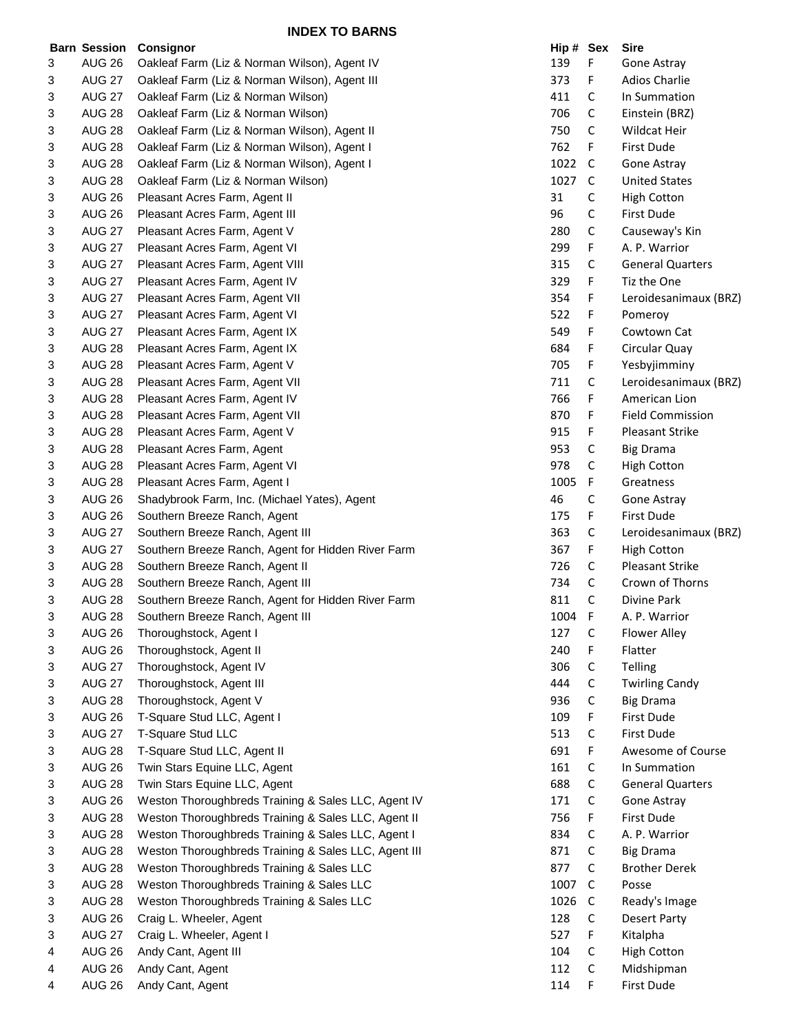## INDEX TO BARNS

| Barn | Session | Consignor | Hip # | Sex | Sire |
|---|---|---|---|---|---|
| 3 | AUG 26 | Oakleaf Farm (Liz & Norman Wilson), Agent IV | 139 | F | Gone Astray |
| 3 | AUG 27 | Oakleaf Farm (Liz & Norman Wilson), Agent III | 373 | F | Adios Charlie |
| 3 | AUG 27 | Oakleaf Farm (Liz & Norman Wilson) | 411 | C | In Summation |
| 3 | AUG 28 | Oakleaf Farm (Liz & Norman Wilson) | 706 | C | Einstein (BRZ) |
| 3 | AUG 28 | Oakleaf Farm (Liz & Norman Wilson), Agent II | 750 | C | Wildcat Heir |
| 3 | AUG 28 | Oakleaf Farm (Liz & Norman Wilson), Agent I | 762 | F | First Dude |
| 3 | AUG 28 | Oakleaf Farm (Liz & Norman Wilson), Agent I | 1022 | C | Gone Astray |
| 3 | AUG 28 | Oakleaf Farm (Liz & Norman Wilson) | 1027 | C | United States |
| 3 | AUG 26 | Pleasant Acres Farm, Agent II | 31 | C | High Cotton |
| 3 | AUG 26 | Pleasant Acres Farm, Agent III | 96 | C | First Dude |
| 3 | AUG 27 | Pleasant Acres Farm, Agent V | 280 | C | Causeway's Kin |
| 3 | AUG 27 | Pleasant Acres Farm, Agent VI | 299 | F | A. P. Warrior |
| 3 | AUG 27 | Pleasant Acres Farm, Agent VIII | 315 | C | General Quarters |
| 3 | AUG 27 | Pleasant Acres Farm, Agent IV | 329 | F | Tiz the One |
| 3 | AUG 27 | Pleasant Acres Farm, Agent VII | 354 | F | Leroidesanimaux (BRZ) |
| 3 | AUG 27 | Pleasant Acres Farm, Agent VI | 522 | F | Pomeroy |
| 3 | AUG 27 | Pleasant Acres Farm, Agent IX | 549 | F | Cowtown Cat |
| 3 | AUG 28 | Pleasant Acres Farm, Agent IX | 684 | F | Circular Quay |
| 3 | AUG 28 | Pleasant Acres Farm, Agent V | 705 | F | Yesbyjimminy |
| 3 | AUG 28 | Pleasant Acres Farm, Agent VII | 711 | C | Leroidesanimaux (BRZ) |
| 3 | AUG 28 | Pleasant Acres Farm, Agent IV | 766 | F | American Lion |
| 3 | AUG 28 | Pleasant Acres Farm, Agent VII | 870 | F | Field Commission |
| 3 | AUG 28 | Pleasant Acres Farm, Agent V | 915 | F | Pleasant Strike |
| 3 | AUG 28 | Pleasant Acres Farm, Agent | 953 | C | Big Drama |
| 3 | AUG 28 | Pleasant Acres Farm, Agent VI | 978 | C | High Cotton |
| 3 | AUG 28 | Pleasant Acres Farm, Agent I | 1005 | F | Greatness |
| 3 | AUG 26 | Shadybrook Farm, Inc. (Michael Yates), Agent | 46 | C | Gone Astray |
| 3 | AUG 26 | Southern Breeze Ranch, Agent | 175 | F | First Dude |
| 3 | AUG 27 | Southern Breeze Ranch, Agent III | 363 | C | Leroidesanimaux (BRZ) |
| 3 | AUG 27 | Southern Breeze Ranch, Agent for Hidden River Farm | 367 | F | High Cotton |
| 3 | AUG 28 | Southern Breeze Ranch, Agent II | 726 | C | Pleasant Strike |
| 3 | AUG 28 | Southern Breeze Ranch, Agent III | 734 | C | Crown of Thorns |
| 3 | AUG 28 | Southern Breeze Ranch, Agent for Hidden River Farm | 811 | C | Divine Park |
| 3 | AUG 28 | Southern Breeze Ranch, Agent III | 1004 | F | A. P. Warrior |
| 3 | AUG 26 | Thoroughstock, Agent I | 127 | C | Flower Alley |
| 3 | AUG 26 | Thoroughstock, Agent II | 240 | F | Flatter |
| 3 | AUG 27 | Thoroughstock, Agent IV | 306 | C | Telling |
| 3 | AUG 27 | Thoroughstock, Agent III | 444 | C | Twirling Candy |
| 3 | AUG 28 | Thoroughstock, Agent V | 936 | C | Big Drama |
| 3 | AUG 26 | T-Square Stud LLC, Agent I | 109 | F | First Dude |
| 3 | AUG 27 | T-Square Stud LLC | 513 | C | First Dude |
| 3 | AUG 28 | T-Square Stud LLC, Agent II | 691 | F | Awesome of Course |
| 3 | AUG 26 | Twin Stars Equine LLC, Agent | 161 | C | In Summation |
| 3 | AUG 28 | Twin Stars Equine LLC, Agent | 688 | C | General Quarters |
| 3 | AUG 26 | Weston Thoroughbreds Training & Sales LLC, Agent IV | 171 | C | Gone Astray |
| 3 | AUG 28 | Weston Thoroughbreds Training & Sales LLC, Agent II | 756 | F | First Dude |
| 3 | AUG 28 | Weston Thoroughbreds Training & Sales LLC, Agent I | 834 | C | A. P. Warrior |
| 3 | AUG 28 | Weston Thoroughbreds Training & Sales LLC, Agent III | 871 | C | Big Drama |
| 3 | AUG 28 | Weston Thoroughbreds Training & Sales LLC | 877 | C | Brother Derek |
| 3 | AUG 28 | Weston Thoroughbreds Training & Sales LLC | 1007 | C | Posse |
| 3 | AUG 28 | Weston Thoroughbreds Training & Sales LLC | 1026 | C | Ready's Image |
| 3 | AUG 26 | Craig L. Wheeler, Agent | 128 | C | Desert Party |
| 3 | AUG 27 | Craig L. Wheeler, Agent I | 527 | F | Kitalpha |
| 4 | AUG 26 | Andy Cant, Agent III | 104 | C | High Cotton |
| 4 | AUG 26 | Andy Cant, Agent | 112 | C | Midshipman |
| 4 | AUG 26 | Andy Cant, Agent | 114 | F | First Dude |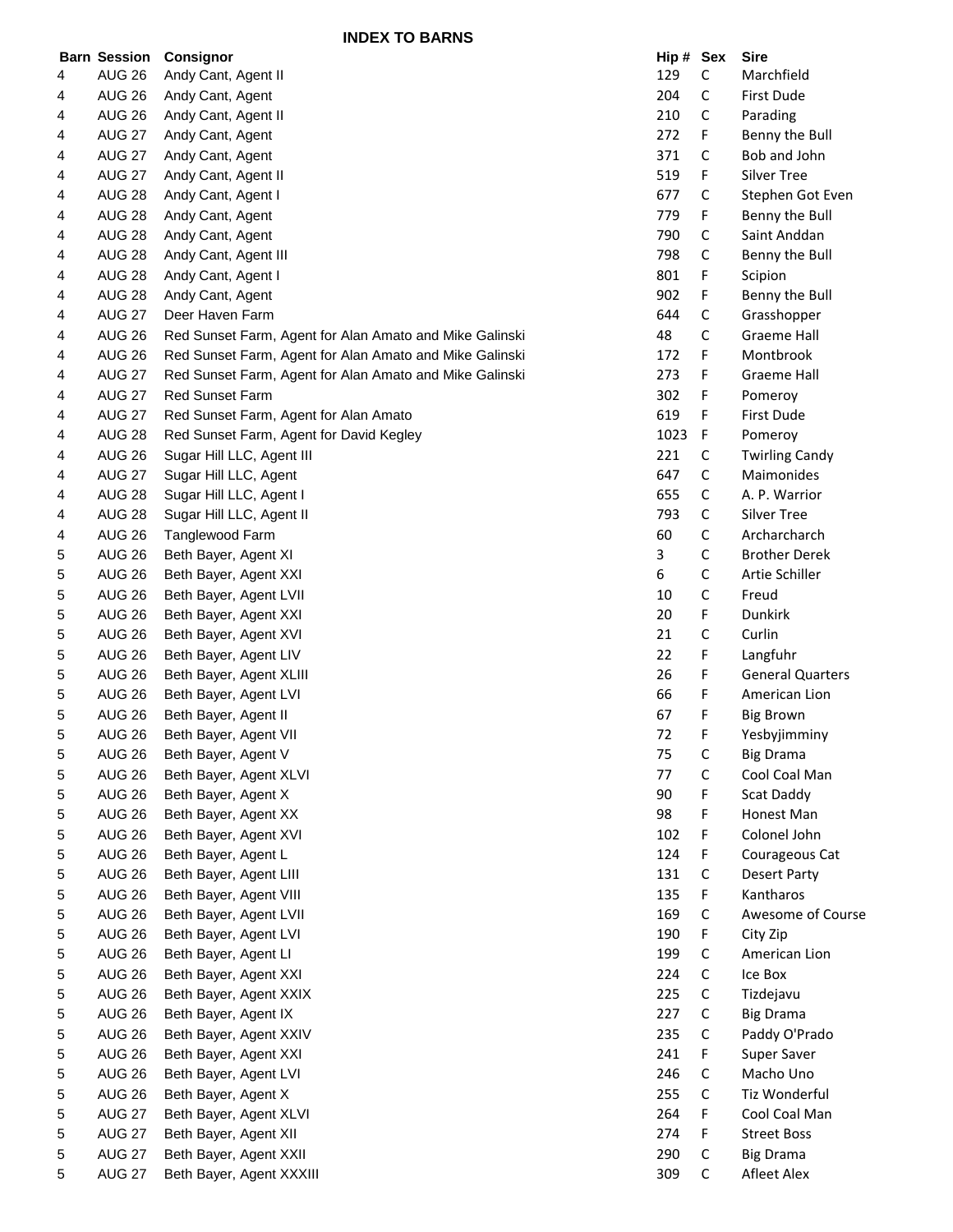## INDEX TO BARNS

| Barn | Session | Consignor | Hip # | Sex | Sire |
|---|---|---|---|---|---|
| 4 | AUG 26 | Andy Cant, Agent II | 129 | C | Marchfield |
| 4 | AUG 26 | Andy Cant, Agent | 204 | C | First Dude |
| 4 | AUG 26 | Andy Cant, Agent II | 210 | C | Parading |
| 4 | AUG 27 | Andy Cant, Agent | 272 | F | Benny the Bull |
| 4 | AUG 27 | Andy Cant, Agent | 371 | C | Bob and John |
| 4 | AUG 27 | Andy Cant, Agent II | 519 | F | Silver Tree |
| 4 | AUG 28 | Andy Cant, Agent I | 677 | C | Stephen Got Even |
| 4 | AUG 28 | Andy Cant, Agent | 779 | F | Benny the Bull |
| 4 | AUG 28 | Andy Cant, Agent | 790 | C | Saint Anddan |
| 4 | AUG 28 | Andy Cant, Agent III | 798 | C | Benny the Bull |
| 4 | AUG 28 | Andy Cant, Agent I | 801 | F | Scipion |
| 4 | AUG 28 | Andy Cant, Agent | 902 | F | Benny the Bull |
| 4 | AUG 27 | Deer Haven Farm | 644 | C | Grasshopper |
| 4 | AUG 26 | Red Sunset Farm, Agent for Alan Amato and Mike Galinski | 48 | C | Graeme Hall |
| 4 | AUG 26 | Red Sunset Farm, Agent for Alan Amato and Mike Galinski | 172 | F | Montbrook |
| 4 | AUG 27 | Red Sunset Farm, Agent for Alan Amato and Mike Galinski | 273 | F | Graeme Hall |
| 4 | AUG 27 | Red Sunset Farm | 302 | F | Pomeroy |
| 4 | AUG 27 | Red Sunset Farm, Agent for Alan Amato | 619 | F | First Dude |
| 4 | AUG 28 | Red Sunset Farm, Agent for David Kegley | 1023 | F | Pomeroy |
| 4 | AUG 26 | Sugar Hill LLC, Agent III | 221 | C | Twirling Candy |
| 4 | AUG 27 | Sugar Hill LLC, Agent | 647 | C | Maimonides |
| 4 | AUG 28 | Sugar Hill LLC, Agent I | 655 | C | A. P. Warrior |
| 4 | AUG 28 | Sugar Hill LLC, Agent II | 793 | C | Silver Tree |
| 4 | AUG 26 | Tanglewood Farm | 60 | C | Archarcharch |
| 5 | AUG 26 | Beth Bayer, Agent XI | 3 | C | Brother Derek |
| 5 | AUG 26 | Beth Bayer, Agent XXI | 6 | C | Artie Schiller |
| 5 | AUG 26 | Beth Bayer, Agent LVII | 10 | C | Freud |
| 5 | AUG 26 | Beth Bayer, Agent XXI | 20 | F | Dunkirk |
| 5 | AUG 26 | Beth Bayer, Agent XVI | 21 | C | Curlin |
| 5 | AUG 26 | Beth Bayer, Agent LIV | 22 | F | Langfuhr |
| 5 | AUG 26 | Beth Bayer, Agent XLIII | 26 | F | General Quarters |
| 5 | AUG 26 | Beth Bayer, Agent LVI | 66 | F | American Lion |
| 5 | AUG 26 | Beth Bayer, Agent II | 67 | F | Big Brown |
| 5 | AUG 26 | Beth Bayer, Agent VII | 72 | F | Yesbyjimminy |
| 5 | AUG 26 | Beth Bayer, Agent V | 75 | C | Big Drama |
| 5 | AUG 26 | Beth Bayer, Agent XLVI | 77 | C | Cool Coal Man |
| 5 | AUG 26 | Beth Bayer, Agent X | 90 | F | Scat Daddy |
| 5 | AUG 26 | Beth Bayer, Agent XX | 98 | F | Honest Man |
| 5 | AUG 26 | Beth Bayer, Agent XVI | 102 | F | Colonel John |
| 5 | AUG 26 | Beth Bayer, Agent L | 124 | F | Courageous Cat |
| 5 | AUG 26 | Beth Bayer, Agent LIII | 131 | C | Desert Party |
| 5 | AUG 26 | Beth Bayer, Agent VIII | 135 | F | Kantharos |
| 5 | AUG 26 | Beth Bayer, Agent LVII | 169 | C | Awesome of Course |
| 5 | AUG 26 | Beth Bayer, Agent LVI | 190 | F | City Zip |
| 5 | AUG 26 | Beth Bayer, Agent LI | 199 | C | American Lion |
| 5 | AUG 26 | Beth Bayer, Agent XXI | 224 | C | Ice Box |
| 5 | AUG 26 | Beth Bayer, Agent XXIX | 225 | C | Tizdejavu |
| 5 | AUG 26 | Beth Bayer, Agent IX | 227 | C | Big Drama |
| 5 | AUG 26 | Beth Bayer, Agent XXIV | 235 | C | Paddy O'Prado |
| 5 | AUG 26 | Beth Bayer, Agent XXI | 241 | F | Super Saver |
| 5 | AUG 26 | Beth Bayer, Agent LVI | 246 | C | Macho Uno |
| 5 | AUG 26 | Beth Bayer, Agent X | 255 | C | Tiz Wonderful |
| 5 | AUG 27 | Beth Bayer, Agent XLVI | 264 | F | Cool Coal Man |
| 5 | AUG 27 | Beth Bayer, Agent XII | 274 | F | Street Boss |
| 5 | AUG 27 | Beth Bayer, Agent XXII | 290 | C | Big Drama |
| 5 | AUG 27 | Beth Bayer, Agent XXXIII | 309 | C | Afleet Alex |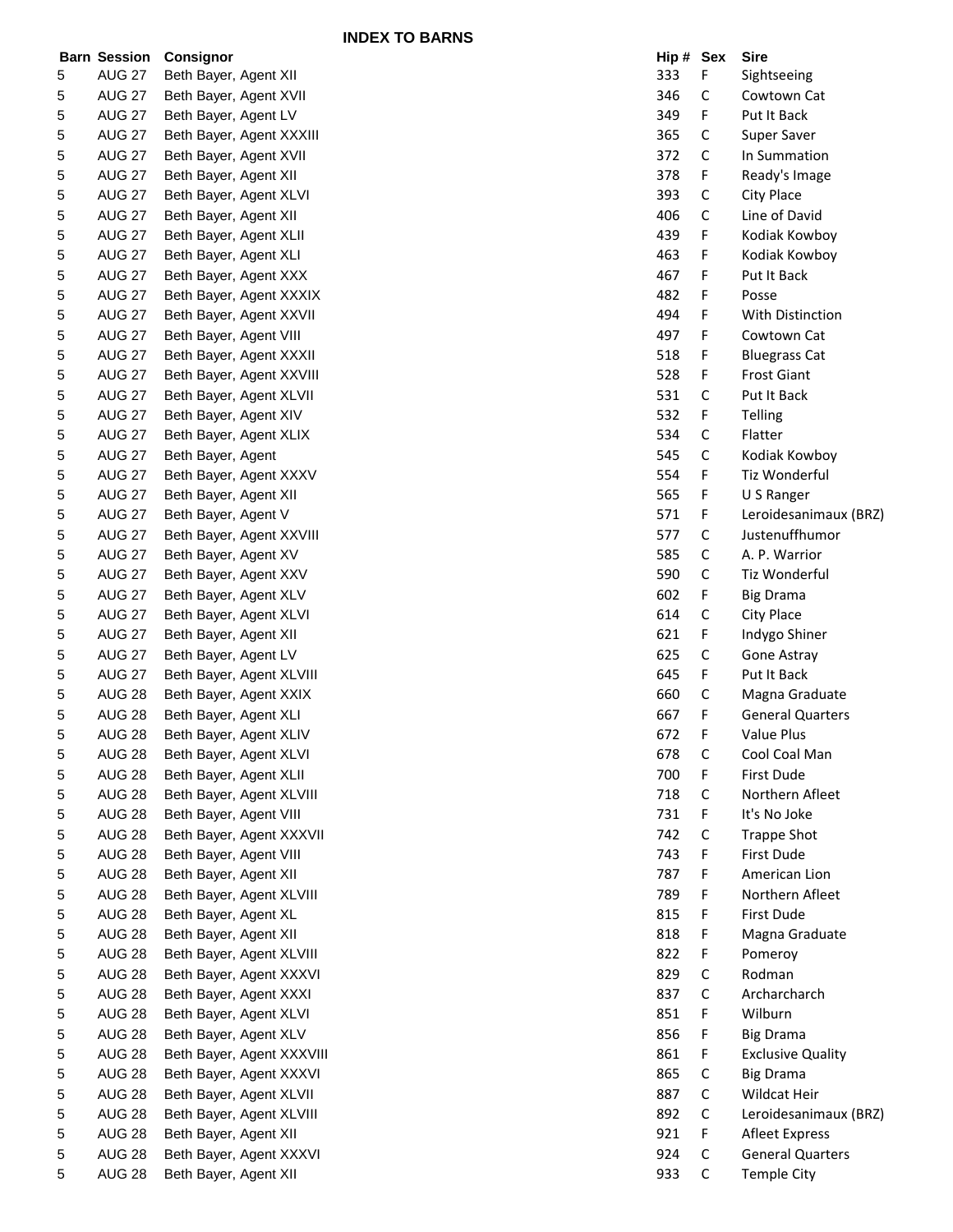# INDEX TO BARNS

| Barn | Session | Consignor | Hip # | Sex | Sire |
|---|---|---|---|---|---|
| 5 | AUG 27 | Beth Bayer, Agent XII | 333 | F | Sightseeing |
| 5 | AUG 27 | Beth Bayer, Agent XVII | 346 | C | Cowtown Cat |
| 5 | AUG 27 | Beth Bayer, Agent LV | 349 | F | Put It Back |
| 5 | AUG 27 | Beth Bayer, Agent XXXIII | 365 | C | Super Saver |
| 5 | AUG 27 | Beth Bayer, Agent XVII | 372 | C | In Summation |
| 5 | AUG 27 | Beth Bayer, Agent XII | 378 | F | Ready's Image |
| 5 | AUG 27 | Beth Bayer, Agent XLVI | 393 | C | City Place |
| 5 | AUG 27 | Beth Bayer, Agent XII | 406 | C | Line of David |
| 5 | AUG 27 | Beth Bayer, Agent XLII | 439 | F | Kodiak Kowboy |
| 5 | AUG 27 | Beth Bayer, Agent XLI | 463 | F | Kodiak Kowboy |
| 5 | AUG 27 | Beth Bayer, Agent XXX | 467 | F | Put It Back |
| 5 | AUG 27 | Beth Bayer, Agent XXXIX | 482 | F | Posse |
| 5 | AUG 27 | Beth Bayer, Agent XXVII | 494 | F | With Distinction |
| 5 | AUG 27 | Beth Bayer, Agent VIII | 497 | F | Cowtown Cat |
| 5 | AUG 27 | Beth Bayer, Agent XXXII | 518 | F | Bluegrass Cat |
| 5 | AUG 27 | Beth Bayer, Agent XXVIII | 528 | F | Frost Giant |
| 5 | AUG 27 | Beth Bayer, Agent XLVII | 531 | C | Put It Back |
| 5 | AUG 27 | Beth Bayer, Agent XIV | 532 | F | Telling |
| 5 | AUG 27 | Beth Bayer, Agent XLIX | 534 | C | Flatter |
| 5 | AUG 27 | Beth Bayer, Agent | 545 | C | Kodiak Kowboy |
| 5 | AUG 27 | Beth Bayer, Agent XXXV | 554 | F | Tiz Wonderful |
| 5 | AUG 27 | Beth Bayer, Agent XII | 565 | F | U S Ranger |
| 5 | AUG 27 | Beth Bayer, Agent V | 571 | F | Leroidesanimaux (BRZ) |
| 5 | AUG 27 | Beth Bayer, Agent XXVIII | 577 | C | Justenuffhumor |
| 5 | AUG 27 | Beth Bayer, Agent XV | 585 | C | A. P. Warrior |
| 5 | AUG 27 | Beth Bayer, Agent XXV | 590 | C | Tiz Wonderful |
| 5 | AUG 27 | Beth Bayer, Agent XLV | 602 | F | Big Drama |
| 5 | AUG 27 | Beth Bayer, Agent XLVI | 614 | C | City Place |
| 5 | AUG 27 | Beth Bayer, Agent XII | 621 | F | Indygo Shiner |
| 5 | AUG 27 | Beth Bayer, Agent LV | 625 | C | Gone Astray |
| 5 | AUG 27 | Beth Bayer, Agent XLVIII | 645 | F | Put It Back |
| 5 | AUG 28 | Beth Bayer, Agent XXIX | 660 | C | Magna Graduate |
| 5 | AUG 28 | Beth Bayer, Agent XLI | 667 | F | General Quarters |
| 5 | AUG 28 | Beth Bayer, Agent XLIV | 672 | F | Value Plus |
| 5 | AUG 28 | Beth Bayer, Agent XLVI | 678 | C | Cool Coal Man |
| 5 | AUG 28 | Beth Bayer, Agent XLII | 700 | F | First Dude |
| 5 | AUG 28 | Beth Bayer, Agent XLVIII | 718 | C | Northern Afleet |
| 5 | AUG 28 | Beth Bayer, Agent VIII | 731 | F | It's No Joke |
| 5 | AUG 28 | Beth Bayer, Agent XXXVII | 742 | C | Trappe Shot |
| 5 | AUG 28 | Beth Bayer, Agent VIII | 743 | F | First Dude |
| 5 | AUG 28 | Beth Bayer, Agent XII | 787 | F | American Lion |
| 5 | AUG 28 | Beth Bayer, Agent XLVIII | 789 | F | Northern Afleet |
| 5 | AUG 28 | Beth Bayer, Agent XL | 815 | F | First Dude |
| 5 | AUG 28 | Beth Bayer, Agent XII | 818 | F | Magna Graduate |
| 5 | AUG 28 | Beth Bayer, Agent XLVIII | 822 | F | Pomeroy |
| 5 | AUG 28 | Beth Bayer, Agent XXXVI | 829 | C | Rodman |
| 5 | AUG 28 | Beth Bayer, Agent XXXI | 837 | C | Archarcharch |
| 5 | AUG 28 | Beth Bayer, Agent XLVI | 851 | F | Wilburn |
| 5 | AUG 28 | Beth Bayer, Agent XLV | 856 | F | Big Drama |
| 5 | AUG 28 | Beth Bayer, Agent XXXVIII | 861 | F | Exclusive Quality |
| 5 | AUG 28 | Beth Bayer, Agent XXXVI | 865 | C | Big Drama |
| 5 | AUG 28 | Beth Bayer, Agent XLVII | 887 | C | Wildcat Heir |
| 5 | AUG 28 | Beth Bayer, Agent XLVIII | 892 | C | Leroidesanimaux (BRZ) |
| 5 | AUG 28 | Beth Bayer, Agent XII | 921 | F | Afleet Express |
| 5 | AUG 28 | Beth Bayer, Agent XXXVI | 924 | C | General Quarters |
| 5 | AUG 28 | Beth Bayer, Agent XII | 933 | C | Temple City |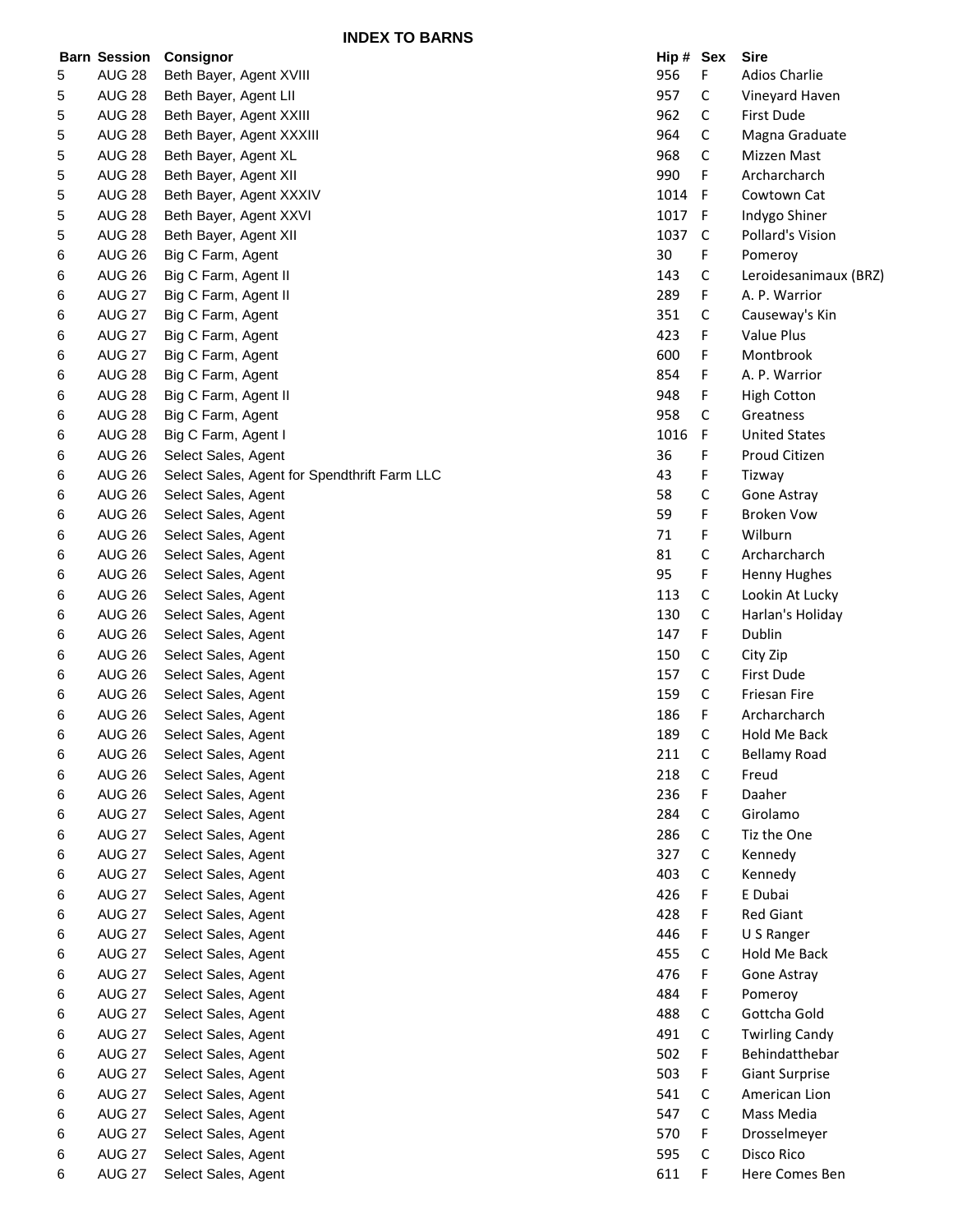## INDEX TO BARNS

| Barn | Session | Consignor | Hip # | Sex | Sire |
|---|---|---|---|---|---|
| 5 | AUG 28 | Beth Bayer, Agent XVIII | 956 | F | Adios Charlie |
| 5 | AUG 28 | Beth Bayer, Agent LII | 957 | C | Vineyard Haven |
| 5 | AUG 28 | Beth Bayer, Agent XXIII | 962 | C | First Dude |
| 5 | AUG 28 | Beth Bayer, Agent XXXIII | 964 | C | Magna Graduate |
| 5 | AUG 28 | Beth Bayer, Agent XL | 968 | C | Mizzen Mast |
| 5 | AUG 28 | Beth Bayer, Agent XII | 990 | F | Archarcharch |
| 5 | AUG 28 | Beth Bayer, Agent XXXIV | 1014 | F | Cowtown Cat |
| 5 | AUG 28 | Beth Bayer, Agent XXVI | 1017 | F | Indygo Shiner |
| 5 | AUG 28 | Beth Bayer, Agent XII | 1037 | C | Pollard's Vision |
| 6 | AUG 26 | Big C Farm, Agent | 30 | F | Pomeroy |
| 6 | AUG 26 | Big C Farm, Agent II | 143 | C | Leroidesanimaux (BRZ) |
| 6 | AUG 27 | Big C Farm, Agent II | 289 | F | A. P. Warrior |
| 6 | AUG 27 | Big C Farm, Agent | 351 | C | Causeway's Kin |
| 6 | AUG 27 | Big C Farm, Agent | 423 | F | Value Plus |
| 6 | AUG 27 | Big C Farm, Agent | 600 | F | Montbrook |
| 6 | AUG 28 | Big C Farm, Agent | 854 | F | A. P. Warrior |
| 6 | AUG 28 | Big C Farm, Agent II | 948 | F | High Cotton |
| 6 | AUG 28 | Big C Farm, Agent | 958 | C | Greatness |
| 6 | AUG 28 | Big C Farm, Agent I | 1016 | F | United States |
| 6 | AUG 26 | Select Sales, Agent | 36 | F | Proud Citizen |
| 6 | AUG 26 | Select Sales, Agent for Spendthrift Farm LLC | 43 | F | Tizway |
| 6 | AUG 26 | Select Sales, Agent | 58 | C | Gone Astray |
| 6 | AUG 26 | Select Sales, Agent | 59 | F | Broken Vow |
| 6 | AUG 26 | Select Sales, Agent | 71 | F | Wilburn |
| 6 | AUG 26 | Select Sales, Agent | 81 | C | Archarcharch |
| 6 | AUG 26 | Select Sales, Agent | 95 | F | Henny Hughes |
| 6 | AUG 26 | Select Sales, Agent | 113 | C | Lookin At Lucky |
| 6 | AUG 26 | Select Sales, Agent | 130 | C | Harlan's Holiday |
| 6 | AUG 26 | Select Sales, Agent | 147 | F | Dublin |
| 6 | AUG 26 | Select Sales, Agent | 150 | C | City Zip |
| 6 | AUG 26 | Select Sales, Agent | 157 | C | First Dude |
| 6 | AUG 26 | Select Sales, Agent | 159 | C | Friesan Fire |
| 6 | AUG 26 | Select Sales, Agent | 186 | F | Archarcharch |
| 6 | AUG 26 | Select Sales, Agent | 189 | C | Hold Me Back |
| 6 | AUG 26 | Select Sales, Agent | 211 | C | Bellamy Road |
| 6 | AUG 26 | Select Sales, Agent | 218 | C | Freud |
| 6 | AUG 26 | Select Sales, Agent | 236 | F | Daaher |
| 6 | AUG 27 | Select Sales, Agent | 284 | C | Girolamo |
| 6 | AUG 27 | Select Sales, Agent | 286 | C | Tiz the One |
| 6 | AUG 27 | Select Sales, Agent | 327 | C | Kennedy |
| 6 | AUG 27 | Select Sales, Agent | 403 | C | Kennedy |
| 6 | AUG 27 | Select Sales, Agent | 426 | F | E Dubai |
| 6 | AUG 27 | Select Sales, Agent | 428 | F | Red Giant |
| 6 | AUG 27 | Select Sales, Agent | 446 | F | U S Ranger |
| 6 | AUG 27 | Select Sales, Agent | 455 | C | Hold Me Back |
| 6 | AUG 27 | Select Sales, Agent | 476 | F | Gone Astray |
| 6 | AUG 27 | Select Sales, Agent | 484 | F | Pomeroy |
| 6 | AUG 27 | Select Sales, Agent | 488 | C | Gottcha Gold |
| 6 | AUG 27 | Select Sales, Agent | 491 | C | Twirling Candy |
| 6 | AUG 27 | Select Sales, Agent | 502 | F | Behindatthebar |
| 6 | AUG 27 | Select Sales, Agent | 503 | F | Giant Surprise |
| 6 | AUG 27 | Select Sales, Agent | 541 | C | American Lion |
| 6 | AUG 27 | Select Sales, Agent | 547 | C | Mass Media |
| 6 | AUG 27 | Select Sales, Agent | 570 | F | Drosselmeyer |
| 6 | AUG 27 | Select Sales, Agent | 595 | C | Disco Rico |
| 6 | AUG 27 | Select Sales, Agent | 611 | F | Here Comes Ben |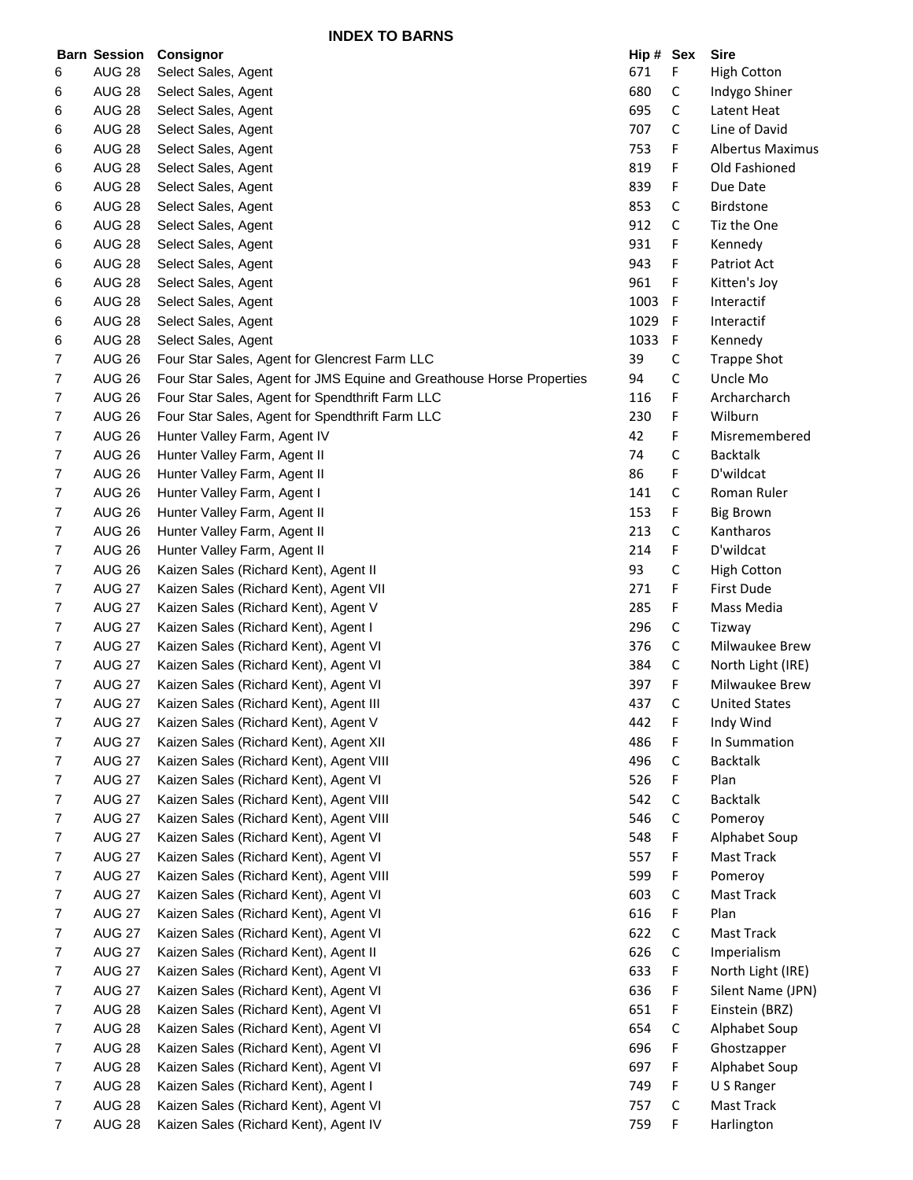# INDEX TO BARNS

| Barn | Session | Consignor | Hip # | Sex | Sire |
|---|---|---|---|---|---|
| 6 | AUG 28 | Select Sales, Agent | 671 | F | High Cotton |
| 6 | AUG 28 | Select Sales, Agent | 680 | C | Indygo Shiner |
| 6 | AUG 28 | Select Sales, Agent | 695 | C | Latent Heat |
| 6 | AUG 28 | Select Sales, Agent | 707 | C | Line of David |
| 6 | AUG 28 | Select Sales, Agent | 753 | F | Albertus Maximus |
| 6 | AUG 28 | Select Sales, Agent | 819 | F | Old Fashioned |
| 6 | AUG 28 | Select Sales, Agent | 839 | F | Due Date |
| 6 | AUG 28 | Select Sales, Agent | 853 | C | Birdstone |
| 6 | AUG 28 | Select Sales, Agent | 912 | C | Tiz the One |
| 6 | AUG 28 | Select Sales, Agent | 931 | F | Kennedy |
| 6 | AUG 28 | Select Sales, Agent | 943 | F | Patriot Act |
| 6 | AUG 28 | Select Sales, Agent | 961 | F | Kitten's Joy |
| 6 | AUG 28 | Select Sales, Agent | 1003 | F | Interactif |
| 6 | AUG 28 | Select Sales, Agent | 1029 | F | Interactif |
| 6 | AUG 28 | Select Sales, Agent | 1033 | F | Kennedy |
| 7 | AUG 26 | Four Star Sales, Agent for Glencrest Farm LLC | 39 | C | Trappe Shot |
| 7 | AUG 26 | Four Star Sales, Agent for JMS Equine and Greathouse Horse Properties | 94 | C | Uncle Mo |
| 7 | AUG 26 | Four Star Sales, Agent for Spendthrift Farm LLC | 116 | F | Archarcharch |
| 7 | AUG 26 | Four Star Sales, Agent for Spendthrift Farm LLC | 230 | F | Wilburn |
| 7 | AUG 26 | Hunter Valley Farm, Agent IV | 42 | F | Misremembered |
| 7 | AUG 26 | Hunter Valley Farm, Agent II | 74 | C | Backtalk |
| 7 | AUG 26 | Hunter Valley Farm, Agent II | 86 | F | D'wildcat |
| 7 | AUG 26 | Hunter Valley Farm, Agent I | 141 | C | Roman Ruler |
| 7 | AUG 26 | Hunter Valley Farm, Agent II | 153 | F | Big Brown |
| 7 | AUG 26 | Hunter Valley Farm, Agent II | 213 | C | Kantharos |
| 7 | AUG 26 | Hunter Valley Farm, Agent II | 214 | F | D'wildcat |
| 7 | AUG 26 | Kaizen Sales (Richard Kent), Agent II | 93 | C | High Cotton |
| 7 | AUG 27 | Kaizen Sales (Richard Kent), Agent VII | 271 | F | First Dude |
| 7 | AUG 27 | Kaizen Sales (Richard Kent), Agent V | 285 | F | Mass Media |
| 7 | AUG 27 | Kaizen Sales (Richard Kent), Agent I | 296 | C | Tizway |
| 7 | AUG 27 | Kaizen Sales (Richard Kent), Agent VI | 376 | C | Milwaukee Brew |
| 7 | AUG 27 | Kaizen Sales (Richard Kent), Agent VI | 384 | C | North Light (IRE) |
| 7 | AUG 27 | Kaizen Sales (Richard Kent), Agent VI | 397 | F | Milwaukee Brew |
| 7 | AUG 27 | Kaizen Sales (Richard Kent), Agent III | 437 | C | United States |
| 7 | AUG 27 | Kaizen Sales (Richard Kent), Agent V | 442 | F | Indy Wind |
| 7 | AUG 27 | Kaizen Sales (Richard Kent), Agent XII | 486 | F | In Summation |
| 7 | AUG 27 | Kaizen Sales (Richard Kent), Agent VIII | 496 | C | Backtalk |
| 7 | AUG 27 | Kaizen Sales (Richard Kent), Agent VI | 526 | F | Plan |
| 7 | AUG 27 | Kaizen Sales (Richard Kent), Agent VIII | 542 | C | Backtalk |
| 7 | AUG 27 | Kaizen Sales (Richard Kent), Agent VIII | 546 | C | Pomeroy |
| 7 | AUG 27 | Kaizen Sales (Richard Kent), Agent VI | 548 | F | Alphabet Soup |
| 7 | AUG 27 | Kaizen Sales (Richard Kent), Agent VI | 557 | F | Mast Track |
| 7 | AUG 27 | Kaizen Sales (Richard Kent), Agent VIII | 599 | F | Pomeroy |
| 7 | AUG 27 | Kaizen Sales (Richard Kent), Agent VI | 603 | C | Mast Track |
| 7 | AUG 27 | Kaizen Sales (Richard Kent), Agent VI | 616 | F | Plan |
| 7 | AUG 27 | Kaizen Sales (Richard Kent), Agent VI | 622 | C | Mast Track |
| 7 | AUG 27 | Kaizen Sales (Richard Kent), Agent II | 626 | C | Imperialism |
| 7 | AUG 27 | Kaizen Sales (Richard Kent), Agent VI | 633 | F | North Light (IRE) |
| 7 | AUG 27 | Kaizen Sales (Richard Kent), Agent VI | 636 | F | Silent Name (JPN) |
| 7 | AUG 28 | Kaizen Sales (Richard Kent), Agent VI | 651 | F | Einstein (BRZ) |
| 7 | AUG 28 | Kaizen Sales (Richard Kent), Agent VI | 654 | C | Alphabet Soup |
| 7 | AUG 28 | Kaizen Sales (Richard Kent), Agent VI | 696 | F | Ghostzapper |
| 7 | AUG 28 | Kaizen Sales (Richard Kent), Agent VI | 697 | F | Alphabet Soup |
| 7 | AUG 28 | Kaizen Sales (Richard Kent), Agent I | 749 | F | U S Ranger |
| 7 | AUG 28 | Kaizen Sales (Richard Kent), Agent VI | 757 | C | Mast Track |
| 7 | AUG 28 | Kaizen Sales (Richard Kent), Agent IV | 759 | F | Harlington |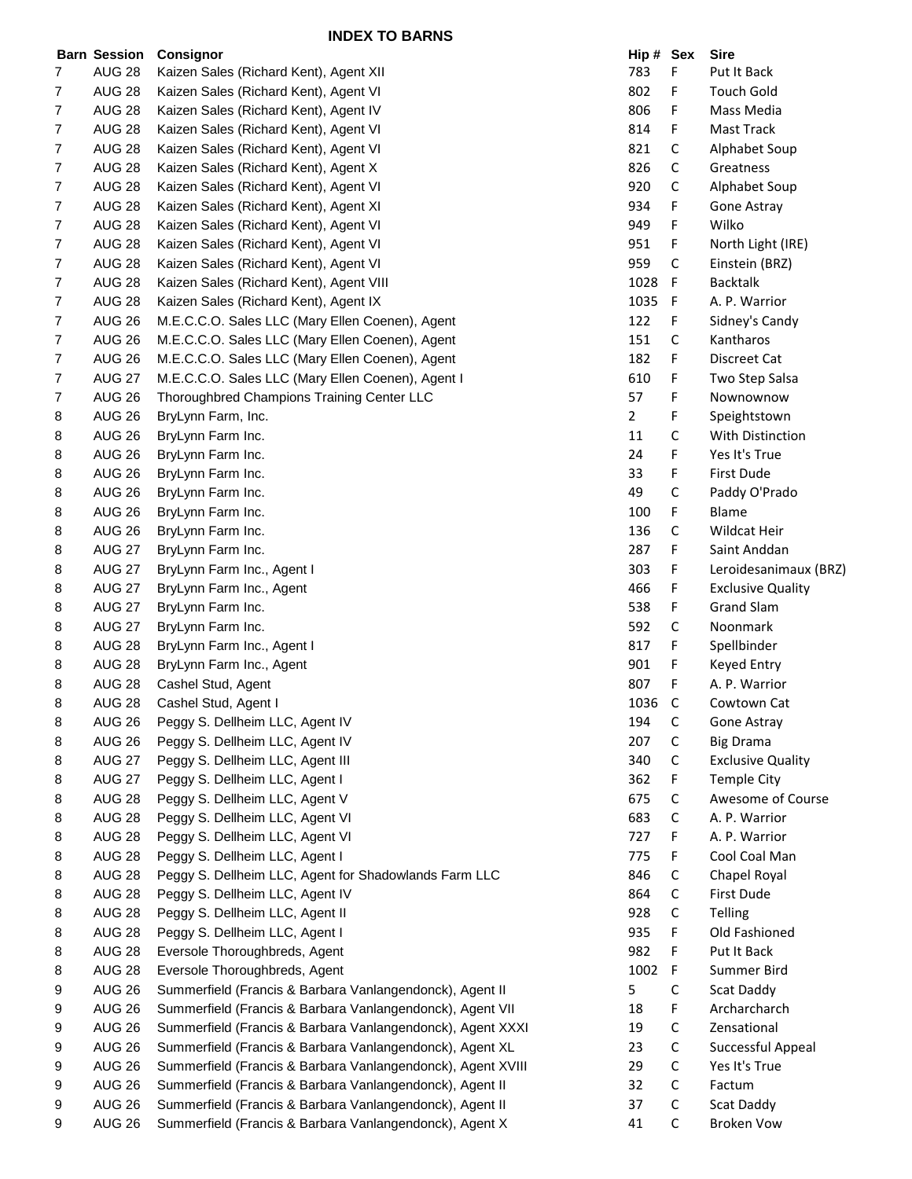## INDEX TO BARNS

| Barn | Session | Consignor | Hip # | Sex | Sire |
|---|---|---|---|---|---|
| 7 | AUG 28 | Kaizen Sales (Richard Kent), Agent XII | 783 | F | Put It Back |
| 7 | AUG 28 | Kaizen Sales (Richard Kent), Agent VI | 802 | F | Touch Gold |
| 7 | AUG 28 | Kaizen Sales (Richard Kent), Agent IV | 806 | F | Mass Media |
| 7 | AUG 28 | Kaizen Sales (Richard Kent), Agent VI | 814 | F | Mast Track |
| 7 | AUG 28 | Kaizen Sales (Richard Kent), Agent VI | 821 | C | Alphabet Soup |
| 7 | AUG 28 | Kaizen Sales (Richard Kent), Agent X | 826 | C | Greatness |
| 7 | AUG 28 | Kaizen Sales (Richard Kent), Agent VI | 920 | C | Alphabet Soup |
| 7 | AUG 28 | Kaizen Sales (Richard Kent), Agent XI | 934 | F | Gone Astray |
| 7 | AUG 28 | Kaizen Sales (Richard Kent), Agent VI | 949 | F | Wilko |
| 7 | AUG 28 | Kaizen Sales (Richard Kent), Agent VI | 951 | F | North Light (IRE) |
| 7 | AUG 28 | Kaizen Sales (Richard Kent), Agent VI | 959 | C | Einstein (BRZ) |
| 7 | AUG 28 | Kaizen Sales (Richard Kent), Agent VIII | 1028 | F | Backtalk |
| 7 | AUG 28 | Kaizen Sales (Richard Kent), Agent IX | 1035 | F | A. P. Warrior |
| 7 | AUG 26 | M.E.C.C.O. Sales LLC (Mary Ellen Coenen), Agent | 122 | F | Sidney's Candy |
| 7 | AUG 26 | M.E.C.C.O. Sales LLC (Mary Ellen Coenen), Agent | 151 | C | Kantharos |
| 7 | AUG 26 | M.E.C.C.O. Sales LLC (Mary Ellen Coenen), Agent | 182 | F | Discreet Cat |
| 7 | AUG 27 | M.E.C.C.O. Sales LLC (Mary Ellen Coenen), Agent I | 610 | F | Two Step Salsa |
| 7 | AUG 26 | Thoroughbred Champions Training Center LLC | 57 | F | Nownownow |
| 8 | AUG 26 | BryLynn Farm, Inc. | 2 | F | Speightstown |
| 8 | AUG 26 | BryLynn Farm Inc. | 11 | C | With Distinction |
| 8 | AUG 26 | BryLynn Farm Inc. | 24 | F | Yes It's True |
| 8 | AUG 26 | BryLynn Farm Inc. | 33 | F | First Dude |
| 8 | AUG 26 | BryLynn Farm Inc. | 49 | C | Paddy O'Prado |
| 8 | AUG 26 | BryLynn Farm Inc. | 100 | F | Blame |
| 8 | AUG 26 | BryLynn Farm Inc. | 136 | C | Wildcat Heir |
| 8 | AUG 27 | BryLynn Farm Inc. | 287 | F | Saint Anddan |
| 8 | AUG 27 | BryLynn Farm Inc., Agent I | 303 | F | Leroidesanimaux (BRZ) |
| 8 | AUG 27 | BryLynn Farm Inc., Agent | 466 | F | Exclusive Quality |
| 8 | AUG 27 | BryLynn Farm Inc. | 538 | F | Grand Slam |
| 8 | AUG 27 | BryLynn Farm Inc. | 592 | C | Noonmark |
| 8 | AUG 28 | BryLynn Farm Inc., Agent I | 817 | F | Spellbinder |
| 8 | AUG 28 | BryLynn Farm Inc., Agent | 901 | F | Keyed Entry |
| 8 | AUG 28 | Cashel Stud, Agent | 807 | F | A. P. Warrior |
| 8 | AUG 28 | Cashel Stud, Agent I | 1036 | C | Cowtown Cat |
| 8 | AUG 26 | Peggy S. Dellheim LLC, Agent IV | 194 | C | Gone Astray |
| 8 | AUG 26 | Peggy S. Dellheim LLC, Agent IV | 207 | C | Big Drama |
| 8 | AUG 27 | Peggy S. Dellheim LLC, Agent III | 340 | C | Exclusive Quality |
| 8 | AUG 27 | Peggy S. Dellheim LLC, Agent I | 362 | F | Temple City |
| 8 | AUG 28 | Peggy S. Dellheim LLC, Agent V | 675 | C | Awesome of Course |
| 8 | AUG 28 | Peggy S. Dellheim LLC, Agent VI | 683 | C | A. P. Warrior |
| 8 | AUG 28 | Peggy S. Dellheim LLC, Agent VI | 727 | F | A. P. Warrior |
| 8 | AUG 28 | Peggy S. Dellheim LLC, Agent I | 775 | F | Cool Coal Man |
| 8 | AUG 28 | Peggy S. Dellheim LLC, Agent for Shadowlands Farm LLC | 846 | C | Chapel Royal |
| 8 | AUG 28 | Peggy S. Dellheim LLC, Agent IV | 864 | C | First Dude |
| 8 | AUG 28 | Peggy S. Dellheim LLC, Agent II | 928 | C | Telling |
| 8 | AUG 28 | Peggy S. Dellheim LLC, Agent I | 935 | F | Old Fashioned |
| 8 | AUG 28 | Eversole Thoroughbreds, Agent | 982 | F | Put It Back |
| 8 | AUG 28 | Eversole Thoroughbreds, Agent | 1002 | F | Summer Bird |
| 9 | AUG 26 | Summerfield (Francis & Barbara Vanlangendonck), Agent II | 5 | C | Scat Daddy |
| 9 | AUG 26 | Summerfield (Francis & Barbara Vanlangendonck), Agent VII | 18 | F | Archarcharch |
| 9 | AUG 26 | Summerfield (Francis & Barbara Vanlangendonck), Agent XXXI | 19 | C | Zensational |
| 9 | AUG 26 | Summerfield (Francis & Barbara Vanlangendonck), Agent XL | 23 | C | Successful Appeal |
| 9 | AUG 26 | Summerfield (Francis & Barbara Vanlangendonck), Agent XVIII | 29 | C | Yes It's True |
| 9 | AUG 26 | Summerfield (Francis & Barbara Vanlangendonck), Agent II | 32 | C | Factum |
| 9 | AUG 26 | Summerfield (Francis & Barbara Vanlangendonck), Agent II | 37 | C | Scat Daddy |
| 9 | AUG 26 | Summerfield (Francis & Barbara Vanlangendonck), Agent X | 41 | C | Broken Vow |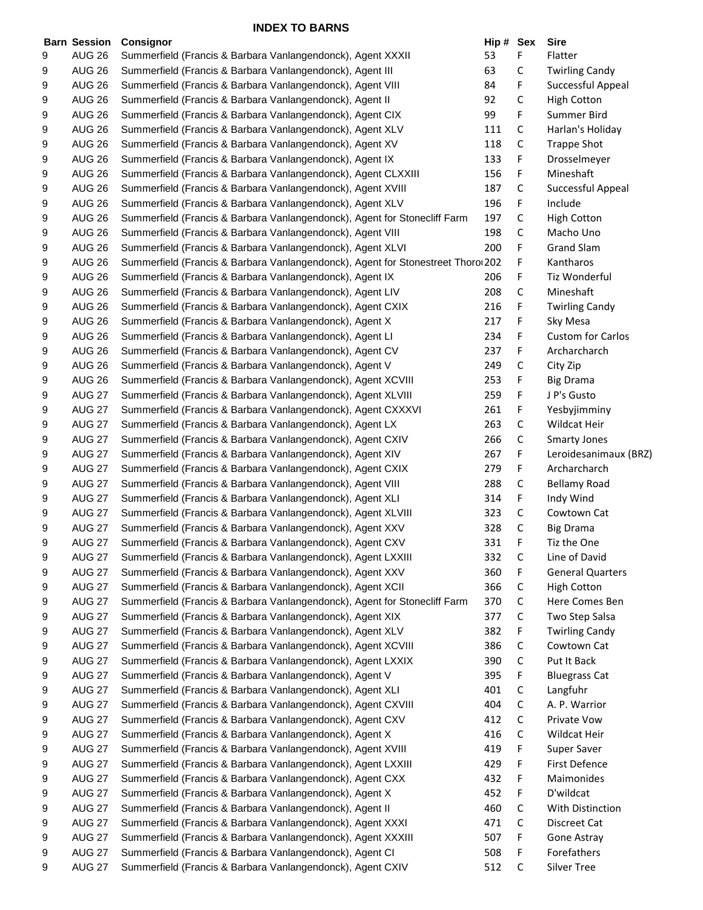## INDEX TO BARNS

| Barn | Session | Consignor | Hip # | Sex | Sire |
|---|---|---|---|---|---|
| 9 | AUG 26 | Summerfield (Francis & Barbara Vanlangendonck), Agent XXXII | 53 | F | Flatter |
| 9 | AUG 26 | Summerfield (Francis & Barbara Vanlangendonck), Agent III | 63 | C | Twirling Candy |
| 9 | AUG 26 | Summerfield (Francis & Barbara Vanlangendonck), Agent VIII | 84 | F | Successful Appeal |
| 9 | AUG 26 | Summerfield (Francis & Barbara Vanlangendonck), Agent II | 92 | C | High Cotton |
| 9 | AUG 26 | Summerfield (Francis & Barbara Vanlangendonck), Agent CIX | 99 | F | Summer Bird |
| 9 | AUG 26 | Summerfield (Francis & Barbara Vanlangendonck), Agent XLV | 111 | C | Harlan's Holiday |
| 9 | AUG 26 | Summerfield (Francis & Barbara Vanlangendonck), Agent XV | 118 | C | Trappe Shot |
| 9 | AUG 26 | Summerfield (Francis & Barbara Vanlangendonck), Agent IX | 133 | F | Drosselmeyer |
| 9 | AUG 26 | Summerfield (Francis & Barbara Vanlangendonck), Agent CLXXIII | 156 | F | Mineshaft |
| 9 | AUG 26 | Summerfield (Francis & Barbara Vanlangendonck), Agent XVIII | 187 | C | Successful Appeal |
| 9 | AUG 26 | Summerfield (Francis & Barbara Vanlangendonck), Agent XLV | 196 | F | Include |
| 9 | AUG 26 | Summerfield (Francis & Barbara Vanlangendonck), Agent for Stonecliff Farm | 197 | C | High Cotton |
| 9 | AUG 26 | Summerfield (Francis & Barbara Vanlangendonck), Agent VIII | 198 | C | Macho Uno |
| 9 | AUG 26 | Summerfield (Francis & Barbara Vanlangendonck), Agent XLVI | 200 | F | Grand Slam |
| 9 | AUG 26 | Summerfield (Francis & Barbara Vanlangendonck), Agent for Stonestreet Thoro | 202 | F | Kantharos |
| 9 | AUG 26 | Summerfield (Francis & Barbara Vanlangendonck), Agent IX | 206 | F | Tiz Wonderful |
| 9 | AUG 26 | Summerfield (Francis & Barbara Vanlangendonck), Agent LIV | 208 | C | Mineshaft |
| 9 | AUG 26 | Summerfield (Francis & Barbara Vanlangendonck), Agent CXIX | 216 | F | Twirling Candy |
| 9 | AUG 26 | Summerfield (Francis & Barbara Vanlangendonck), Agent X | 217 | F | Sky Mesa |
| 9 | AUG 26 | Summerfield (Francis & Barbara Vanlangendonck), Agent LI | 234 | F | Custom for Carlos |
| 9 | AUG 26 | Summerfield (Francis & Barbara Vanlangendonck), Agent CV | 237 | F | Archarcharch |
| 9 | AUG 26 | Summerfield (Francis & Barbara Vanlangendonck), Agent V | 249 | C | City Zip |
| 9 | AUG 26 | Summerfield (Francis & Barbara Vanlangendonck), Agent XCVIII | 253 | F | Big Drama |
| 9 | AUG 27 | Summerfield (Francis & Barbara Vanlangendonck), Agent XLVIII | 259 | F | J P's Gusto |
| 9 | AUG 27 | Summerfield (Francis & Barbara Vanlangendonck), Agent CXXXVI | 261 | F | Yesbyjimminy |
| 9 | AUG 27 | Summerfield (Francis & Barbara Vanlangendonck), Agent LX | 263 | C | Wildcat Heir |
| 9 | AUG 27 | Summerfield (Francis & Barbara Vanlangendonck), Agent CXIV | 266 | C | Smarty Jones |
| 9 | AUG 27 | Summerfield (Francis & Barbara Vanlangendonck), Agent XIV | 267 | F | Leroidesanimaux (BRZ) |
| 9 | AUG 27 | Summerfield (Francis & Barbara Vanlangendonck), Agent CXIX | 279 | F | Archarcharch |
| 9 | AUG 27 | Summerfield (Francis & Barbara Vanlangendonck), Agent VIII | 288 | C | Bellamy Road |
| 9 | AUG 27 | Summerfield (Francis & Barbara Vanlangendonck), Agent XLI | 314 | F | Indy Wind |
| 9 | AUG 27 | Summerfield (Francis & Barbara Vanlangendonck), Agent XLVIII | 323 | C | Cowtown Cat |
| 9 | AUG 27 | Summerfield (Francis & Barbara Vanlangendonck), Agent XXV | 328 | C | Big Drama |
| 9 | AUG 27 | Summerfield (Francis & Barbara Vanlangendonck), Agent CXV | 331 | F | Tiz the One |
| 9 | AUG 27 | Summerfield (Francis & Barbara Vanlangendonck), Agent LXXIII | 332 | C | Line of David |
| 9 | AUG 27 | Summerfield (Francis & Barbara Vanlangendonck), Agent XXV | 360 | F | General Quarters |
| 9 | AUG 27 | Summerfield (Francis & Barbara Vanlangendonck), Agent XCII | 366 | C | High Cotton |
| 9 | AUG 27 | Summerfield (Francis & Barbara Vanlangendonck), Agent for Stonecliff Farm | 370 | C | Here Comes Ben |
| 9 | AUG 27 | Summerfield (Francis & Barbara Vanlangendonck), Agent XIX | 377 | C | Two Step Salsa |
| 9 | AUG 27 | Summerfield (Francis & Barbara Vanlangendonck), Agent XLV | 382 | F | Twirling Candy |
| 9 | AUG 27 | Summerfield (Francis & Barbara Vanlangendonck), Agent XCVIII | 386 | C | Cowtown Cat |
| 9 | AUG 27 | Summerfield (Francis & Barbara Vanlangendonck), Agent LXXIX | 390 | C | Put It Back |
| 9 | AUG 27 | Summerfield (Francis & Barbara Vanlangendonck), Agent V | 395 | F | Bluegrass Cat |
| 9 | AUG 27 | Summerfield (Francis & Barbara Vanlangendonck), Agent XLI | 401 | C | Langfuhr |
| 9 | AUG 27 | Summerfield (Francis & Barbara Vanlangendonck), Agent CXVIII | 404 | C | A. P. Warrior |
| 9 | AUG 27 | Summerfield (Francis & Barbara Vanlangendonck), Agent CXV | 412 | C | Private Vow |
| 9 | AUG 27 | Summerfield (Francis & Barbara Vanlangendonck), Agent X | 416 | C | Wildcat Heir |
| 9 | AUG 27 | Summerfield (Francis & Barbara Vanlangendonck), Agent XVIII | 419 | F | Super Saver |
| 9 | AUG 27 | Summerfield (Francis & Barbara Vanlangendonck), Agent LXXIII | 429 | F | First Defence |
| 9 | AUG 27 | Summerfield (Francis & Barbara Vanlangendonck), Agent CXX | 432 | F | Maimonides |
| 9 | AUG 27 | Summerfield (Francis & Barbara Vanlangendonck), Agent X | 452 | F | D'wildcat |
| 9 | AUG 27 | Summerfield (Francis & Barbara Vanlangendonck), Agent II | 460 | C | With Distinction |
| 9 | AUG 27 | Summerfield (Francis & Barbara Vanlangendonck), Agent XXXI | 471 | C | Discreet Cat |
| 9 | AUG 27 | Summerfield (Francis & Barbara Vanlangendonck), Agent XXXIII | 507 | F | Gone Astray |
| 9 | AUG 27 | Summerfield (Francis & Barbara Vanlangendonck), Agent CI | 508 | F | Forefathers |
| 9 | AUG 27 | Summerfield (Francis & Barbara Vanlangendonck), Agent CXIV | 512 | C | Silver Tree |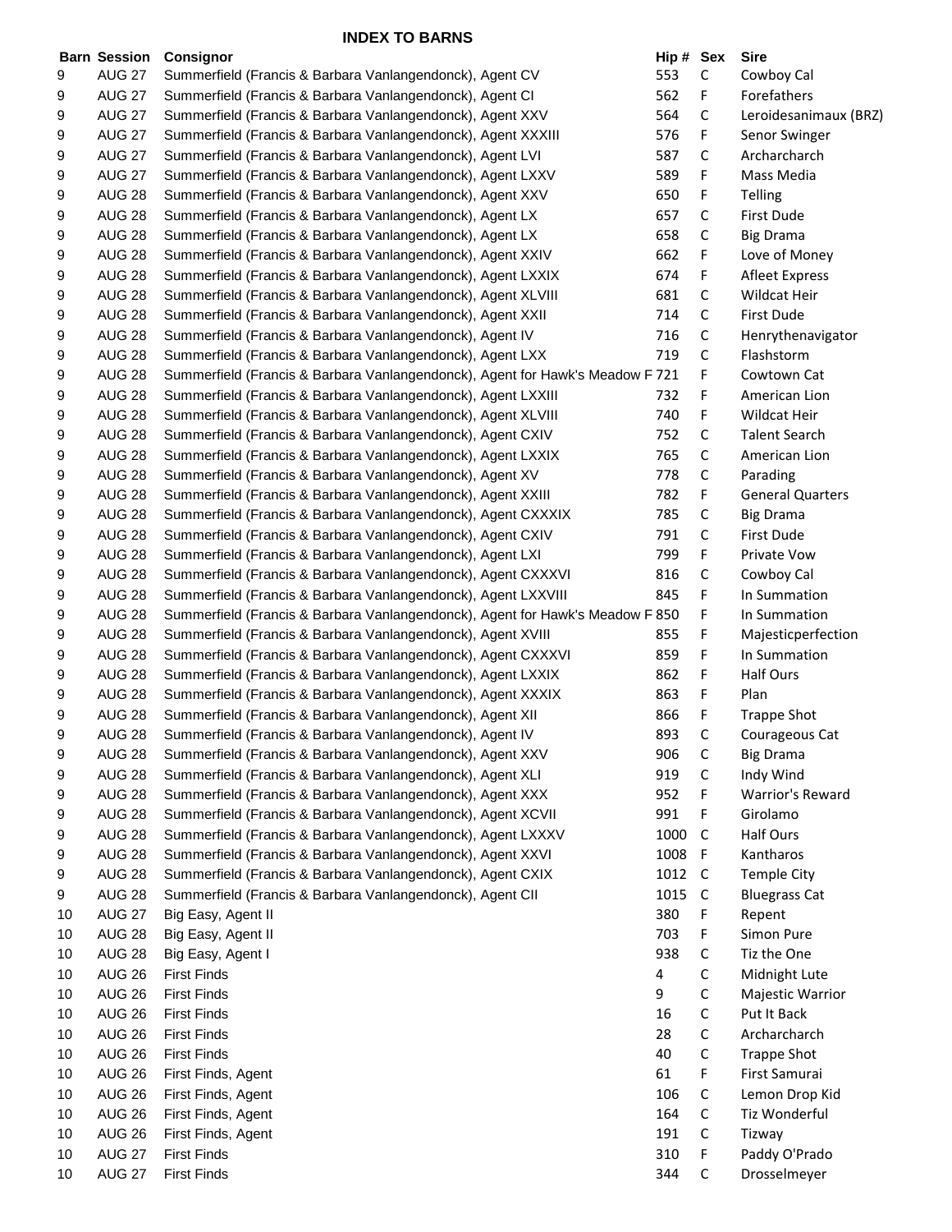## INDEX TO BARNS

| Barn | Session | Consignor | Hip # | Sex | Sire |
|---|---|---|---|---|---|
| 9 | AUG 27 | Summerfield (Francis & Barbara Vanlangendonck), Agent CV | 553 | C | Cowboy Cal |
| 9 | AUG 27 | Summerfield (Francis & Barbara Vanlangendonck), Agent CI | 562 | F | Forefathers |
| 9 | AUG 27 | Summerfield (Francis & Barbara Vanlangendonck), Agent XXV | 564 | C | Leroidesanimaux (BRZ) |
| 9 | AUG 27 | Summerfield (Francis & Barbara Vanlangendonck), Agent XXXIII | 576 | F | Senor Swinger |
| 9 | AUG 27 | Summerfield (Francis & Barbara Vanlangendonck), Agent LVI | 587 | C | Archarcharch |
| 9 | AUG 27 | Summerfield (Francis & Barbara Vanlangendonck), Agent LXXV | 589 | F | Mass Media |
| 9 | AUG 28 | Summerfield (Francis & Barbara Vanlangendonck), Agent XXV | 650 | F | Telling |
| 9 | AUG 28 | Summerfield (Francis & Barbara Vanlangendonck), Agent LX | 657 | C | First Dude |
| 9 | AUG 28 | Summerfield (Francis & Barbara Vanlangendonck), Agent LX | 658 | C | Big Drama |
| 9 | AUG 28 | Summerfield (Francis & Barbara Vanlangendonck), Agent XXIV | 662 | F | Love of Money |
| 9 | AUG 28 | Summerfield (Francis & Barbara Vanlangendonck), Agent LXXIX | 674 | F | Afleet Express |
| 9 | AUG 28 | Summerfield (Francis & Barbara Vanlangendonck), Agent XLVIII | 681 | C | Wildcat Heir |
| 9 | AUG 28 | Summerfield (Francis & Barbara Vanlangendonck), Agent XXII | 714 | C | First Dude |
| 9 | AUG 28 | Summerfield (Francis & Barbara Vanlangendonck), Agent IV | 716 | C | Henrythenavigator |
| 9 | AUG 28 | Summerfield (Francis & Barbara Vanlangendonck), Agent LXX | 719 | C | Flashstorm |
| 9 | AUG 28 | Summerfield (Francis & Barbara Vanlangendonck), Agent for Hawk's Meadow F | 721 | F | Cowtown Cat |
| 9 | AUG 28 | Summerfield (Francis & Barbara Vanlangendonck), Agent LXXIII | 732 | F | American Lion |
| 9 | AUG 28 | Summerfield (Francis & Barbara Vanlangendonck), Agent XLVIII | 740 | F | Wildcat Heir |
| 9 | AUG 28 | Summerfield (Francis & Barbara Vanlangendonck), Agent CXIV | 752 | C | Talent Search |
| 9 | AUG 28 | Summerfield (Francis & Barbara Vanlangendonck), Agent LXXIX | 765 | C | American Lion |
| 9 | AUG 28 | Summerfield (Francis & Barbara Vanlangendonck), Agent XV | 778 | C | Parading |
| 9 | AUG 28 | Summerfield (Francis & Barbara Vanlangendonck), Agent XXIII | 782 | F | General Quarters |
| 9 | AUG 28 | Summerfield (Francis & Barbara Vanlangendonck), Agent CXXXIX | 785 | C | Big Drama |
| 9 | AUG 28 | Summerfield (Francis & Barbara Vanlangendonck), Agent CXIV | 791 | C | First Dude |
| 9 | AUG 28 | Summerfield (Francis & Barbara Vanlangendonck), Agent LXI | 799 | F | Private Vow |
| 9 | AUG 28 | Summerfield (Francis & Barbara Vanlangendonck), Agent CXXXVI | 816 | C | Cowboy Cal |
| 9 | AUG 28 | Summerfield (Francis & Barbara Vanlangendonck), Agent LXXVIII | 845 | F | In Summation |
| 9 | AUG 28 | Summerfield (Francis & Barbara Vanlangendonck), Agent for Hawk's Meadow F | 850 | F | In Summation |
| 9 | AUG 28 | Summerfield (Francis & Barbara Vanlangendonck), Agent XVIII | 855 | F | Majesticperfection |
| 9 | AUG 28 | Summerfield (Francis & Barbara Vanlangendonck), Agent CXXXVI | 859 | F | In Summation |
| 9 | AUG 28 | Summerfield (Francis & Barbara Vanlangendonck), Agent LXXIX | 862 | F | Half Ours |
| 9 | AUG 28 | Summerfield (Francis & Barbara Vanlangendonck), Agent XXXIX | 863 | F | Plan |
| 9 | AUG 28 | Summerfield (Francis & Barbara Vanlangendonck), Agent XII | 866 | F | Trappe Shot |
| 9 | AUG 28 | Summerfield (Francis & Barbara Vanlangendonck), Agent IV | 893 | C | Courageous Cat |
| 9 | AUG 28 | Summerfield (Francis & Barbara Vanlangendonck), Agent XXV | 906 | C | Big Drama |
| 9 | AUG 28 | Summerfield (Francis & Barbara Vanlangendonck), Agent XLI | 919 | C | Indy Wind |
| 9 | AUG 28 | Summerfield (Francis & Barbara Vanlangendonck), Agent XXX | 952 | F | Warrior's Reward |
| 9 | AUG 28 | Summerfield (Francis & Barbara Vanlangendonck), Agent XCVII | 991 | F | Girolamo |
| 9 | AUG 28 | Summerfield (Francis & Barbara Vanlangendonck), Agent LXXXV | 1000 | C | Half Ours |
| 9 | AUG 28 | Summerfield (Francis & Barbara Vanlangendonck), Agent XXVI | 1008 | F | Kantharos |
| 9 | AUG 28 | Summerfield (Francis & Barbara Vanlangendonck), Agent CXIX | 1012 | C | Temple City |
| 9 | AUG 28 | Summerfield (Francis & Barbara Vanlangendonck), Agent CII | 1015 | C | Bluegrass Cat |
| 10 | AUG 27 | Big Easy, Agent II | 380 | F | Repent |
| 10 | AUG 28 | Big Easy, Agent II | 703 | F | Simon Pure |
| 10 | AUG 28 | Big Easy, Agent I | 938 | C | Tiz the One |
| 10 | AUG 26 | First Finds | 4 | C | Midnight Lute |
| 10 | AUG 26 | First Finds | 9 | C | Majestic Warrior |
| 10 | AUG 26 | First Finds | 16 | C | Put It Back |
| 10 | AUG 26 | First Finds | 28 | C | Archarcharch |
| 10 | AUG 26 | First Finds | 40 | C | Trappe Shot |
| 10 | AUG 26 | First Finds, Agent | 61 | F | First Samurai |
| 10 | AUG 26 | First Finds, Agent | 106 | C | Lemon Drop Kid |
| 10 | AUG 26 | First Finds, Agent | 164 | C | Tiz Wonderful |
| 10 | AUG 26 | First Finds, Agent | 191 | C | Tizway |
| 10 | AUG 27 | First Finds | 310 | F | Paddy O'Prado |
| 10 | AUG 27 | First Finds | 344 | C | Drosselmeyer |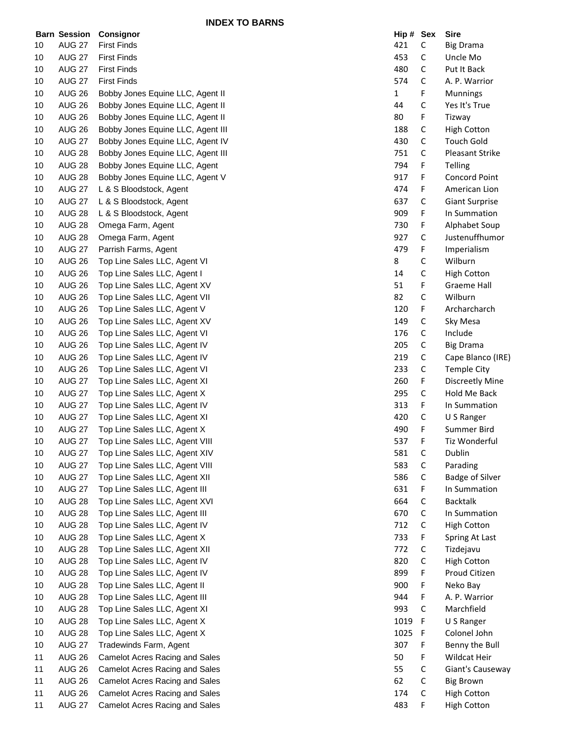## INDEX TO BARNS

| Barn | Session | Consignor | Hip # | Sex | Sire |
|---|---|---|---|---|---|
| 10 | AUG 27 | First Finds | 421 | C | Big Drama |
| 10 | AUG 27 | First Finds | 453 | C | Uncle Mo |
| 10 | AUG 27 | First Finds | 480 | C | Put It Back |
| 10 | AUG 27 | First Finds | 574 | C | A. P. Warrior |
| 10 | AUG 26 | Bobby Jones Equine LLC, Agent II | 1 | F | Munnings |
| 10 | AUG 26 | Bobby Jones Equine LLC, Agent II | 44 | C | Yes It's True |
| 10 | AUG 26 | Bobby Jones Equine LLC, Agent II | 80 | F | Tizway |
| 10 | AUG 26 | Bobby Jones Equine LLC, Agent III | 188 | C | High Cotton |
| 10 | AUG 27 | Bobby Jones Equine LLC, Agent IV | 430 | C | Touch Gold |
| 10 | AUG 28 | Bobby Jones Equine LLC, Agent III | 751 | C | Pleasant Strike |
| 10 | AUG 28 | Bobby Jones Equine LLC, Agent | 794 | F | Telling |
| 10 | AUG 28 | Bobby Jones Equine LLC, Agent V | 917 | F | Concord Point |
| 10 | AUG 27 | L & S Bloodstock, Agent | 474 | F | American Lion |
| 10 | AUG 27 | L & S Bloodstock, Agent | 637 | C | Giant Surprise |
| 10 | AUG 28 | L & S Bloodstock, Agent | 909 | F | In Summation |
| 10 | AUG 28 | Omega Farm, Agent | 730 | F | Alphabet Soup |
| 10 | AUG 28 | Omega Farm, Agent | 927 | C | Justenuffhumor |
| 10 | AUG 27 | Parrish Farms, Agent | 479 | F | Imperialism |
| 10 | AUG 26 | Top Line Sales LLC, Agent VI | 8 | C | Wilburn |
| 10 | AUG 26 | Top Line Sales LLC, Agent I | 14 | C | High Cotton |
| 10 | AUG 26 | Top Line Sales LLC, Agent XV | 51 | F | Graeme Hall |
| 10 | AUG 26 | Top Line Sales LLC, Agent VII | 82 | C | Wilburn |
| 10 | AUG 26 | Top Line Sales LLC, Agent V | 120 | F | Archarcharch |
| 10 | AUG 26 | Top Line Sales LLC, Agent XV | 149 | C | Sky Mesa |
| 10 | AUG 26 | Top Line Sales LLC, Agent VI | 176 | C | Include |
| 10 | AUG 26 | Top Line Sales LLC, Agent IV | 205 | C | Big Drama |
| 10 | AUG 26 | Top Line Sales LLC, Agent IV | 219 | C | Cape Blanco (IRE) |
| 10 | AUG 26 | Top Line Sales LLC, Agent VI | 233 | C | Temple City |
| 10 | AUG 27 | Top Line Sales LLC, Agent XI | 260 | F | Discreetly Mine |
| 10 | AUG 27 | Top Line Sales LLC, Agent X | 295 | C | Hold Me Back |
| 10 | AUG 27 | Top Line Sales LLC, Agent IV | 313 | F | In Summation |
| 10 | AUG 27 | Top Line Sales LLC, Agent XI | 420 | C | U S Ranger |
| 10 | AUG 27 | Top Line Sales LLC, Agent X | 490 | F | Summer Bird |
| 10 | AUG 27 | Top Line Sales LLC, Agent VIII | 537 | F | Tiz Wonderful |
| 10 | AUG 27 | Top Line Sales LLC, Agent XIV | 581 | C | Dublin |
| 10 | AUG 27 | Top Line Sales LLC, Agent VIII | 583 | C | Parading |
| 10 | AUG 27 | Top Line Sales LLC, Agent XII | 586 | C | Badge of Silver |
| 10 | AUG 27 | Top Line Sales LLC, Agent III | 631 | F | In Summation |
| 10 | AUG 28 | Top Line Sales LLC, Agent XVI | 664 | C | Backtalk |
| 10 | AUG 28 | Top Line Sales LLC, Agent III | 670 | C | In Summation |
| 10 | AUG 28 | Top Line Sales LLC, Agent IV | 712 | C | High Cotton |
| 10 | AUG 28 | Top Line Sales LLC, Agent X | 733 | F | Spring At Last |
| 10 | AUG 28 | Top Line Sales LLC, Agent XII | 772 | C | Tizdejavu |
| 10 | AUG 28 | Top Line Sales LLC, Agent IV | 820 | C | High Cotton |
| 10 | AUG 28 | Top Line Sales LLC, Agent IV | 899 | F | Proud Citizen |
| 10 | AUG 28 | Top Line Sales LLC, Agent II | 900 | F | Neko Bay |
| 10 | AUG 28 | Top Line Sales LLC, Agent III | 944 | F | A. P. Warrior |
| 10 | AUG 28 | Top Line Sales LLC, Agent XI | 993 | C | Marchfield |
| 10 | AUG 28 | Top Line Sales LLC, Agent X | 1019 | F | U S Ranger |
| 10 | AUG 28 | Top Line Sales LLC, Agent X | 1025 | F | Colonel John |
| 10 | AUG 27 | Tradewinds Farm, Agent | 307 | F | Benny the Bull |
| 11 | AUG 26 | Camelot Acres Racing and Sales | 50 | F | Wildcat Heir |
| 11 | AUG 26 | Camelot Acres Racing and Sales | 55 | C | Giant's Causeway |
| 11 | AUG 26 | Camelot Acres Racing and Sales | 62 | C | Big Brown |
| 11 | AUG 26 | Camelot Acres Racing and Sales | 174 | C | High Cotton |
| 11 | AUG 27 | Camelot Acres Racing and Sales | 483 | F | High Cotton |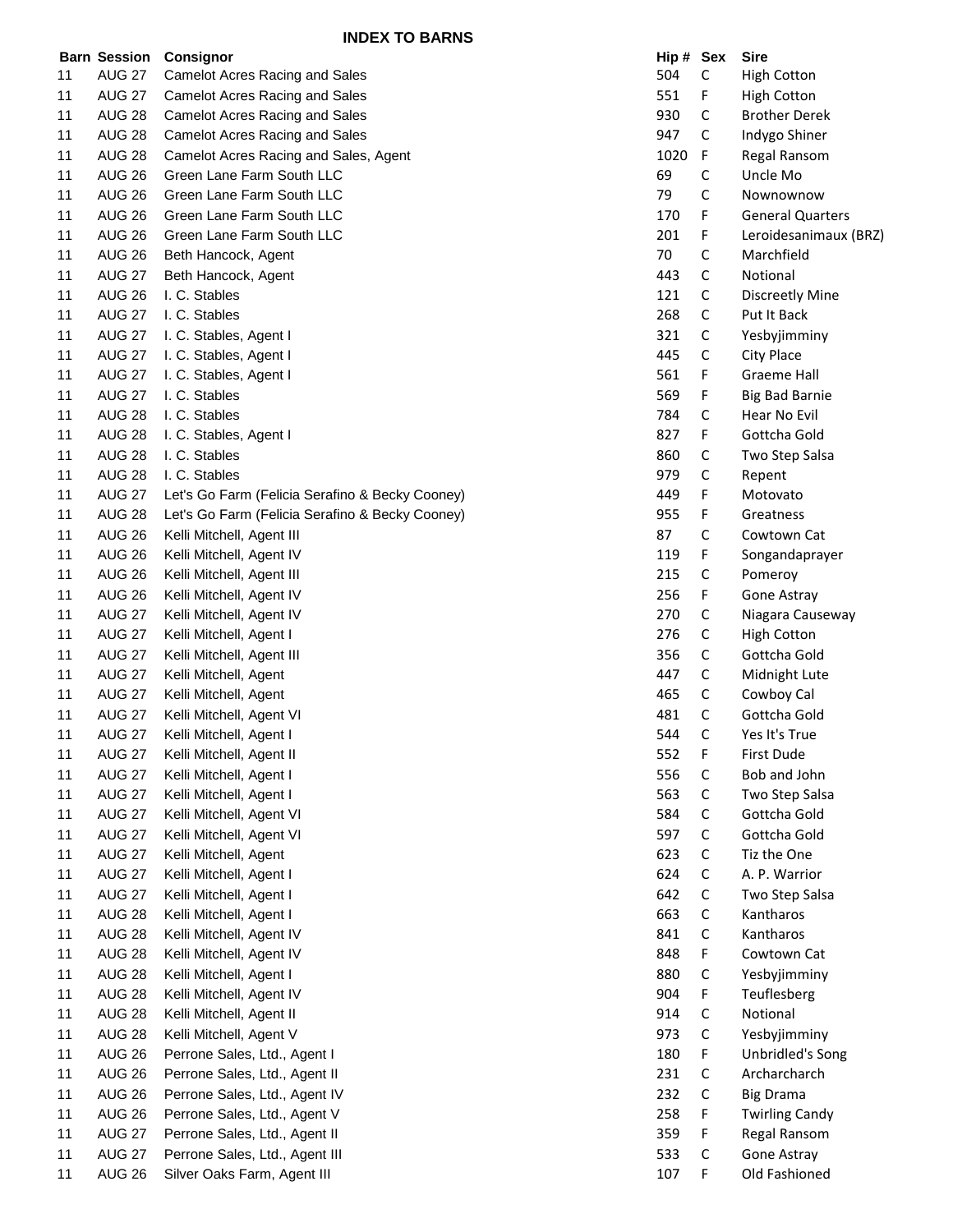## INDEX TO BARNS

| Barn | Session | Consignor | Hip # | Sex | Sire |
|---|---|---|---|---|---|
| 11 | AUG 27 | Camelot Acres Racing and Sales | 504 | C | High Cotton |
| 11 | AUG 27 | Camelot Acres Racing and Sales | 551 | F | High Cotton |
| 11 | AUG 28 | Camelot Acres Racing and Sales | 930 | C | Brother Derek |
| 11 | AUG 28 | Camelot Acres Racing and Sales | 947 | C | Indygo Shiner |
| 11 | AUG 28 | Camelot Acres Racing and Sales, Agent | 1020 | F | Regal Ransom |
| 11 | AUG 26 | Green Lane Farm South LLC | 69 | C | Uncle Mo |
| 11 | AUG 26 | Green Lane Farm South LLC | 79 | C | Nownownow |
| 11 | AUG 26 | Green Lane Farm South LLC | 170 | F | General Quarters |
| 11 | AUG 26 | Green Lane Farm South LLC | 201 | F | Leroidesanimaux (BRZ) |
| 11 | AUG 26 | Beth Hancock, Agent | 70 | C | Marchfield |
| 11 | AUG 27 | Beth Hancock, Agent | 443 | C | Notional |
| 11 | AUG 26 | I. C. Stables | 121 | C | Discreetly Mine |
| 11 | AUG 27 | I. C. Stables | 268 | C | Put It Back |
| 11 | AUG 27 | I. C. Stables, Agent I | 321 | C | Yesbyjimminy |
| 11 | AUG 27 | I. C. Stables, Agent I | 445 | C | City Place |
| 11 | AUG 27 | I. C. Stables, Agent I | 561 | F | Graeme Hall |
| 11 | AUG 27 | I. C. Stables | 569 | F | Big Bad Barnie |
| 11 | AUG 28 | I. C. Stables | 784 | C | Hear No Evil |
| 11 | AUG 28 | I. C. Stables, Agent I | 827 | F | Gottcha Gold |
| 11 | AUG 28 | I. C. Stables | 860 | C | Two Step Salsa |
| 11 | AUG 28 | I. C. Stables | 979 | C | Repent |
| 11 | AUG 27 | Let's Go Farm (Felicia Serafino & Becky Cooney) | 449 | F | Motovato |
| 11 | AUG 28 | Let's Go Farm (Felicia Serafino & Becky Cooney) | 955 | F | Greatness |
| 11 | AUG 26 | Kelli Mitchell, Agent III | 87 | C | Cowtown Cat |
| 11 | AUG 26 | Kelli Mitchell, Agent IV | 119 | F | Songandaprayer |
| 11 | AUG 26 | Kelli Mitchell, Agent III | 215 | C | Pomeroy |
| 11 | AUG 26 | Kelli Mitchell, Agent IV | 256 | F | Gone Astray |
| 11 | AUG 27 | Kelli Mitchell, Agent IV | 270 | C | Niagara Causeway |
| 11 | AUG 27 | Kelli Mitchell, Agent I | 276 | C | High Cotton |
| 11 | AUG 27 | Kelli Mitchell, Agent III | 356 | C | Gottcha Gold |
| 11 | AUG 27 | Kelli Mitchell, Agent | 447 | C | Midnight Lute |
| 11 | AUG 27 | Kelli Mitchell, Agent | 465 | C | Cowboy Cal |
| 11 | AUG 27 | Kelli Mitchell, Agent VI | 481 | C | Gottcha Gold |
| 11 | AUG 27 | Kelli Mitchell, Agent I | 544 | C | Yes It's True |
| 11 | AUG 27 | Kelli Mitchell, Agent II | 552 | F | First Dude |
| 11 | AUG 27 | Kelli Mitchell, Agent I | 556 | C | Bob and John |
| 11 | AUG 27 | Kelli Mitchell, Agent I | 563 | C | Two Step Salsa |
| 11 | AUG 27 | Kelli Mitchell, Agent VI | 584 | C | Gottcha Gold |
| 11 | AUG 27 | Kelli Mitchell, Agent VI | 597 | C | Gottcha Gold |
| 11 | AUG 27 | Kelli Mitchell, Agent | 623 | C | Tiz the One |
| 11 | AUG 27 | Kelli Mitchell, Agent I | 624 | C | A. P. Warrior |
| 11 | AUG 27 | Kelli Mitchell, Agent I | 642 | C | Two Step Salsa |
| 11 | AUG 28 | Kelli Mitchell, Agent I | 663 | C | Kantharos |
| 11 | AUG 28 | Kelli Mitchell, Agent IV | 841 | C | Kantharos |
| 11 | AUG 28 | Kelli Mitchell, Agent IV | 848 | F | Cowtown Cat |
| 11 | AUG 28 | Kelli Mitchell, Agent I | 880 | C | Yesbyjimminy |
| 11 | AUG 28 | Kelli Mitchell, Agent IV | 904 | F | Teuflesberg |
| 11 | AUG 28 | Kelli Mitchell, Agent II | 914 | C | Notional |
| 11 | AUG 28 | Kelli Mitchell, Agent V | 973 | C | Yesbyjimminy |
| 11 | AUG 26 | Perrone Sales, Ltd., Agent I | 180 | F | Unbridled's Song |
| 11 | AUG 26 | Perrone Sales, Ltd., Agent II | 231 | C | Archarcharch |
| 11 | AUG 26 | Perrone Sales, Ltd., Agent IV | 232 | C | Big Drama |
| 11 | AUG 26 | Perrone Sales, Ltd., Agent V | 258 | F | Twirling Candy |
| 11 | AUG 27 | Perrone Sales, Ltd., Agent II | 359 | F | Regal Ransom |
| 11 | AUG 27 | Perrone Sales, Ltd., Agent III | 533 | C | Gone Astray |
| 11 | AUG 26 | Silver Oaks Farm, Agent III | 107 | F | Old Fashioned |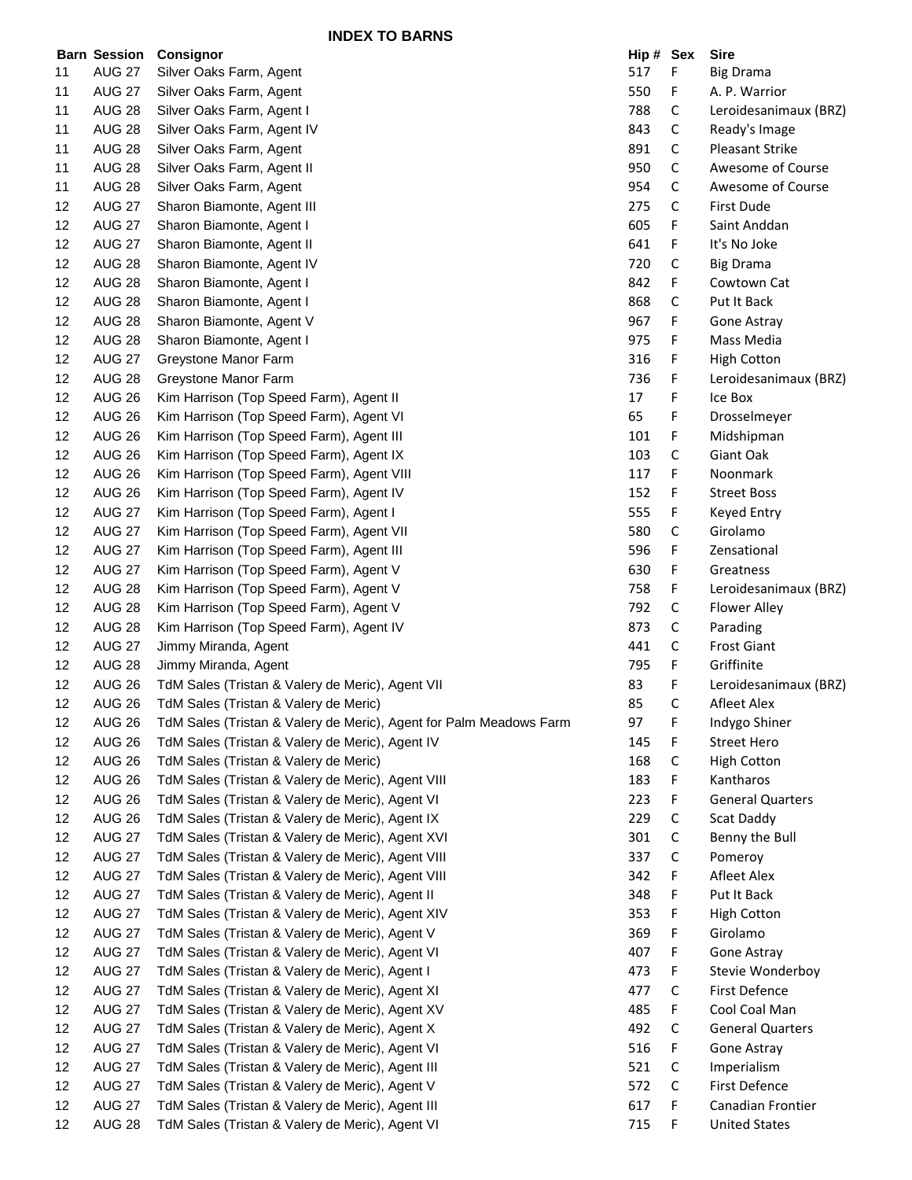## INDEX TO BARNS

| Barn | Session | Consignor | Hip # | Sex | Sire |
|---|---|---|---|---|---|
| 11 | AUG 27 | Silver Oaks Farm, Agent | 517 | F | Big Drama |
| 11 | AUG 27 | Silver Oaks Farm, Agent | 550 | F | A. P. Warrior |
| 11 | AUG 28 | Silver Oaks Farm, Agent I | 788 | C | Leroidesanimaux (BRZ) |
| 11 | AUG 28 | Silver Oaks Farm, Agent IV | 843 | C | Ready's Image |
| 11 | AUG 28 | Silver Oaks Farm, Agent | 891 | C | Pleasant Strike |
| 11 | AUG 28 | Silver Oaks Farm, Agent II | 950 | C | Awesome of Course |
| 11 | AUG 28 | Silver Oaks Farm, Agent | 954 | C | Awesome of Course |
| 12 | AUG 27 | Sharon Biamonte, Agent III | 275 | C | First Dude |
| 12 | AUG 27 | Sharon Biamonte, Agent I | 605 | F | Saint Anddan |
| 12 | AUG 27 | Sharon Biamonte, Agent II | 641 | F | It's No Joke |
| 12 | AUG 28 | Sharon Biamonte, Agent IV | 720 | C | Big Drama |
| 12 | AUG 28 | Sharon Biamonte, Agent I | 842 | F | Cowtown Cat |
| 12 | AUG 28 | Sharon Biamonte, Agent I | 868 | C | Put It Back |
| 12 | AUG 28 | Sharon Biamonte, Agent V | 967 | F | Gone Astray |
| 12 | AUG 28 | Sharon Biamonte, Agent I | 975 | F | Mass Media |
| 12 | AUG 27 | Greystone Manor Farm | 316 | F | High Cotton |
| 12 | AUG 28 | Greystone Manor Farm | 736 | F | Leroidesanimaux (BRZ) |
| 12 | AUG 26 | Kim Harrison (Top Speed Farm), Agent II | 17 | F | Ice Box |
| 12 | AUG 26 | Kim Harrison (Top Speed Farm), Agent VI | 65 | F | Drosselmeyer |
| 12 | AUG 26 | Kim Harrison (Top Speed Farm), Agent III | 101 | F | Midshipman |
| 12 | AUG 26 | Kim Harrison (Top Speed Farm), Agent IX | 103 | C | Giant Oak |
| 12 | AUG 26 | Kim Harrison (Top Speed Farm), Agent VIII | 117 | F | Noonmark |
| 12 | AUG 26 | Kim Harrison (Top Speed Farm), Agent IV | 152 | F | Street Boss |
| 12 | AUG 27 | Kim Harrison (Top Speed Farm), Agent I | 555 | F | Keyed Entry |
| 12 | AUG 27 | Kim Harrison (Top Speed Farm), Agent VII | 580 | C | Girolamo |
| 12 | AUG 27 | Kim Harrison (Top Speed Farm), Agent III | 596 | F | Zensational |
| 12 | AUG 27 | Kim Harrison (Top Speed Farm), Agent V | 630 | F | Greatness |
| 12 | AUG 28 | Kim Harrison (Top Speed Farm), Agent V | 758 | F | Leroidesanimaux (BRZ) |
| 12 | AUG 28 | Kim Harrison (Top Speed Farm), Agent V | 792 | C | Flower Alley |
| 12 | AUG 28 | Kim Harrison (Top Speed Farm), Agent IV | 873 | C | Parading |
| 12 | AUG 27 | Jimmy Miranda, Agent | 441 | C | Frost Giant |
| 12 | AUG 28 | Jimmy Miranda, Agent | 795 | F | Griffinite |
| 12 | AUG 26 | TdM Sales (Tristan & Valery de Meric), Agent VII | 83 | F | Leroidesanimaux (BRZ) |
| 12 | AUG 26 | TdM Sales (Tristan & Valery de Meric) | 85 | C | Afleet Alex |
| 12 | AUG 26 | TdM Sales (Tristan & Valery de Meric), Agent for Palm Meadows Farm | 97 | F | Indygo Shiner |
| 12 | AUG 26 | TdM Sales (Tristan & Valery de Meric), Agent IV | 145 | F | Street Hero |
| 12 | AUG 26 | TdM Sales (Tristan & Valery de Meric) | 168 | C | High Cotton |
| 12 | AUG 26 | TdM Sales (Tristan & Valery de Meric), Agent VIII | 183 | F | Kantharos |
| 12 | AUG 26 | TdM Sales (Tristan & Valery de Meric), Agent VI | 223 | F | General Quarters |
| 12 | AUG 26 | TdM Sales (Tristan & Valery de Meric), Agent IX | 229 | C | Scat Daddy |
| 12 | AUG 27 | TdM Sales (Tristan & Valery de Meric), Agent XVI | 301 | C | Benny the Bull |
| 12 | AUG 27 | TdM Sales (Tristan & Valery de Meric), Agent VIII | 337 | C | Pomeroy |
| 12 | AUG 27 | TdM Sales (Tristan & Valery de Meric), Agent VIII | 342 | F | Afleet Alex |
| 12 | AUG 27 | TdM Sales (Tristan & Valery de Meric), Agent II | 348 | F | Put It Back |
| 12 | AUG 27 | TdM Sales (Tristan & Valery de Meric), Agent XIV | 353 | F | High Cotton |
| 12 | AUG 27 | TdM Sales (Tristan & Valery de Meric), Agent V | 369 | F | Girolamo |
| 12 | AUG 27 | TdM Sales (Tristan & Valery de Meric), Agent VI | 407 | F | Gone Astray |
| 12 | AUG 27 | TdM Sales (Tristan & Valery de Meric), Agent I | 473 | F | Stevie Wonderboy |
| 12 | AUG 27 | TdM Sales (Tristan & Valery de Meric), Agent XI | 477 | C | First Defence |
| 12 | AUG 27 | TdM Sales (Tristan & Valery de Meric), Agent XV | 485 | F | Cool Coal Man |
| 12 | AUG 27 | TdM Sales (Tristan & Valery de Meric), Agent X | 492 | C | General Quarters |
| 12 | AUG 27 | TdM Sales (Tristan & Valery de Meric), Agent VI | 516 | F | Gone Astray |
| 12 | AUG 27 | TdM Sales (Tristan & Valery de Meric), Agent III | 521 | C | Imperialism |
| 12 | AUG 27 | TdM Sales (Tristan & Valery de Meric), Agent V | 572 | C | First Defence |
| 12 | AUG 27 | TdM Sales (Tristan & Valery de Meric), Agent III | 617 | F | Canadian Frontier |
| 12 | AUG 28 | TdM Sales (Tristan & Valery de Meric), Agent VI | 715 | F | United States |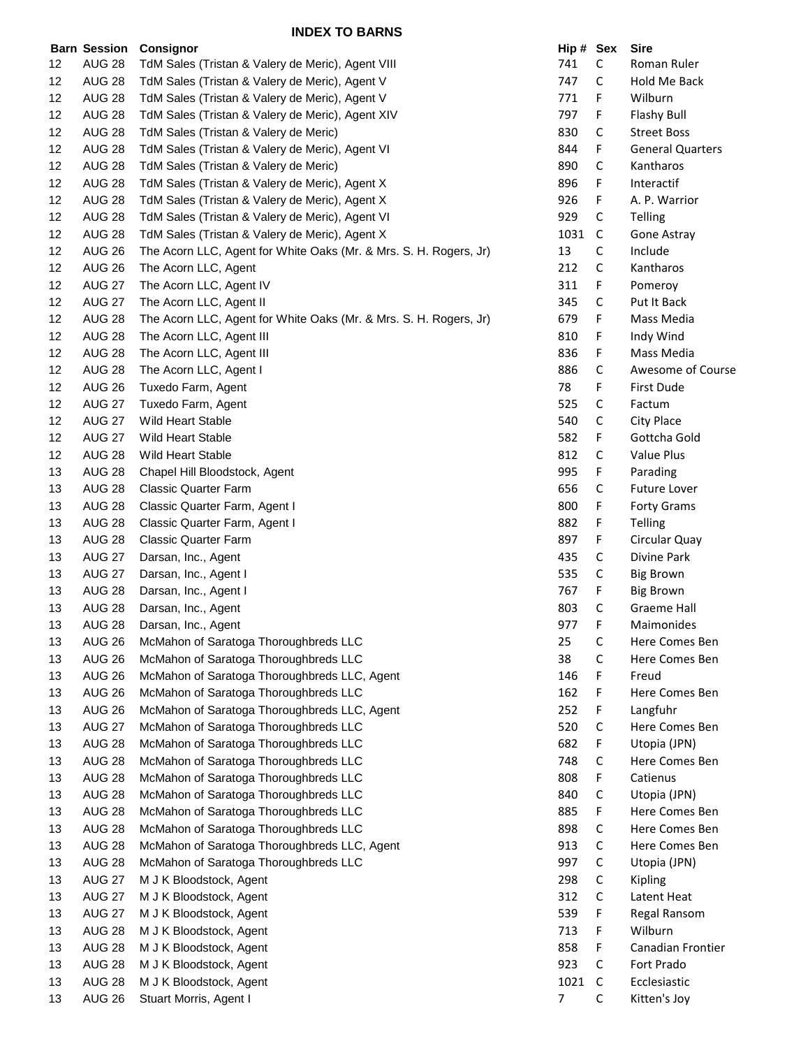## INDEX TO BARNS

| Barn | Session | Consignor | Hip # | Sex | Sire |
|---|---|---|---|---|---|
| 12 | AUG 28 | TdM Sales (Tristan & Valery de Meric), Agent VIII | 741 | C | Roman Ruler |
| 12 | AUG 28 | TdM Sales (Tristan & Valery de Meric), Agent V | 747 | C | Hold Me Back |
| 12 | AUG 28 | TdM Sales (Tristan & Valery de Meric), Agent V | 771 | F | Wilburn |
| 12 | AUG 28 | TdM Sales (Tristan & Valery de Meric), Agent XIV | 797 | F | Flashy Bull |
| 12 | AUG 28 | TdM Sales (Tristan & Valery de Meric) | 830 | C | Street Boss |
| 12 | AUG 28 | TdM Sales (Tristan & Valery de Meric), Agent VI | 844 | F | General Quarters |
| 12 | AUG 28 | TdM Sales (Tristan & Valery de Meric) | 890 | C | Kantharos |
| 12 | AUG 28 | TdM Sales (Tristan & Valery de Meric), Agent X | 896 | F | Interactif |
| 12 | AUG 28 | TdM Sales (Tristan & Valery de Meric), Agent X | 926 | F | A. P. Warrior |
| 12 | AUG 28 | TdM Sales (Tristan & Valery de Meric), Agent VI | 929 | C | Telling |
| 12 | AUG 28 | TdM Sales (Tristan & Valery de Meric), Agent X | 1031 | C | Gone Astray |
| 12 | AUG 26 | The Acorn LLC, Agent for White Oaks (Mr. & Mrs. S. H. Rogers, Jr) | 13 | C | Include |
| 12 | AUG 26 | The Acorn LLC, Agent | 212 | C | Kantharos |
| 12 | AUG 27 | The Acorn LLC, Agent IV | 311 | F | Pomeroy |
| 12 | AUG 27 | The Acorn LLC, Agent II | 345 | C | Put It Back |
| 12 | AUG 28 | The Acorn LLC, Agent for White Oaks (Mr. & Mrs. S. H. Rogers, Jr) | 679 | F | Mass Media |
| 12 | AUG 28 | The Acorn LLC, Agent III | 810 | F | Indy Wind |
| 12 | AUG 28 | The Acorn LLC, Agent III | 836 | F | Mass Media |
| 12 | AUG 28 | The Acorn LLC, Agent I | 886 | C | Awesome of Course |
| 12 | AUG 26 | Tuxedo Farm, Agent | 78 | F | First Dude |
| 12 | AUG 27 | Tuxedo Farm, Agent | 525 | C | Factum |
| 12 | AUG 27 | Wild Heart Stable | 540 | C | City Place |
| 12 | AUG 27 | Wild Heart Stable | 582 | F | Gottcha Gold |
| 12 | AUG 28 | Wild Heart Stable | 812 | C | Value Plus |
| 13 | AUG 28 | Chapel Hill Bloodstock, Agent | 995 | F | Parading |
| 13 | AUG 28 | Classic Quarter Farm | 656 | C | Future Lover |
| 13 | AUG 28 | Classic Quarter Farm, Agent I | 800 | F | Forty Grams |
| 13 | AUG 28 | Classic Quarter Farm, Agent I | 882 | F | Telling |
| 13 | AUG 28 | Classic Quarter Farm | 897 | F | Circular Quay |
| 13 | AUG 27 | Darsan, Inc., Agent | 435 | C | Divine Park |
| 13 | AUG 27 | Darsan, Inc., Agent I | 535 | C | Big Brown |
| 13 | AUG 28 | Darsan, Inc., Agent I | 767 | F | Big Brown |
| 13 | AUG 28 | Darsan, Inc., Agent | 803 | C | Graeme Hall |
| 13 | AUG 28 | Darsan, Inc., Agent | 977 | F | Maimonides |
| 13 | AUG 26 | McMahon of Saratoga Thoroughbreds LLC | 25 | C | Here Comes Ben |
| 13 | AUG 26 | McMahon of Saratoga Thoroughbreds LLC | 38 | C | Here Comes Ben |
| 13 | AUG 26 | McMahon of Saratoga Thoroughbreds LLC, Agent | 146 | F | Freud |
| 13 | AUG 26 | McMahon of Saratoga Thoroughbreds LLC | 162 | F | Here Comes Ben |
| 13 | AUG 26 | McMahon of Saratoga Thoroughbreds LLC, Agent | 252 | F | Langfuhr |
| 13 | AUG 27 | McMahon of Saratoga Thoroughbreds LLC | 520 | C | Here Comes Ben |
| 13 | AUG 28 | McMahon of Saratoga Thoroughbreds LLC | 682 | F | Utopia (JPN) |
| 13 | AUG 28 | McMahon of Saratoga Thoroughbreds LLC | 748 | C | Here Comes Ben |
| 13 | AUG 28 | McMahon of Saratoga Thoroughbreds LLC | 808 | F | Catienus |
| 13 | AUG 28 | McMahon of Saratoga Thoroughbreds LLC | 840 | C | Utopia (JPN) |
| 13 | AUG 28 | McMahon of Saratoga Thoroughbreds LLC | 885 | F | Here Comes Ben |
| 13 | AUG 28 | McMahon of Saratoga Thoroughbreds LLC | 898 | C | Here Comes Ben |
| 13 | AUG 28 | McMahon of Saratoga Thoroughbreds LLC, Agent | 913 | C | Here Comes Ben |
| 13 | AUG 28 | McMahon of Saratoga Thoroughbreds LLC | 997 | C | Utopia (JPN) |
| 13 | AUG 27 | M J K Bloodstock, Agent | 298 | C | Kipling |
| 13 | AUG 27 | M J K Bloodstock, Agent | 312 | C | Latent Heat |
| 13 | AUG 27 | M J K Bloodstock, Agent | 539 | F | Regal Ransom |
| 13 | AUG 28 | M J K Bloodstock, Agent | 713 | F | Wilburn |
| 13 | AUG 28 | M J K Bloodstock, Agent | 858 | F | Canadian Frontier |
| 13 | AUG 28 | M J K Bloodstock, Agent | 923 | C | Fort Prado |
| 13 | AUG 28 | M J K Bloodstock, Agent | 1021 | C | Ecclesiastic |
| 13 | AUG 26 | Stuart Morris, Agent I | 7 | C | Kitten's Joy |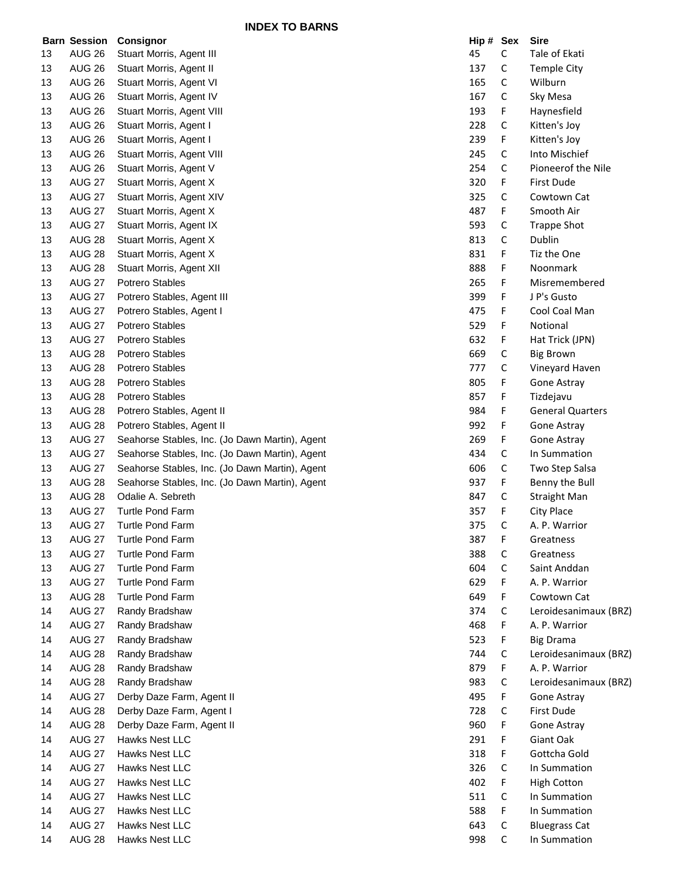## INDEX TO BARNS

| Barn | Session | Consignor | Hip # | Sex | Sire |
|---|---|---|---|---|---|
| 13 | AUG 26 | Stuart Morris, Agent III | 45 | C | Tale of Ekati |
| 13 | AUG 26 | Stuart Morris, Agent II | 137 | C | Temple City |
| 13 | AUG 26 | Stuart Morris, Agent VI | 165 | C | Wilburn |
| 13 | AUG 26 | Stuart Morris, Agent IV | 167 | C | Sky Mesa |
| 13 | AUG 26 | Stuart Morris, Agent VIII | 193 | F | Haynesfield |
| 13 | AUG 26 | Stuart Morris, Agent I | 228 | C | Kitten's Joy |
| 13 | AUG 26 | Stuart Morris, Agent I | 239 | F | Kitten's Joy |
| 13 | AUG 26 | Stuart Morris, Agent VIII | 245 | C | Into Mischief |
| 13 | AUG 26 | Stuart Morris, Agent V | 254 | C | Pioneerof the Nile |
| 13 | AUG 27 | Stuart Morris, Agent X | 320 | F | First Dude |
| 13 | AUG 27 | Stuart Morris, Agent XIV | 325 | C | Cowtown Cat |
| 13 | AUG 27 | Stuart Morris, Agent X | 487 | F | Smooth Air |
| 13 | AUG 27 | Stuart Morris, Agent IX | 593 | C | Trappe Shot |
| 13 | AUG 28 | Stuart Morris, Agent X | 813 | C | Dublin |
| 13 | AUG 28 | Stuart Morris, Agent X | 831 | F | Tiz the One |
| 13 | AUG 28 | Stuart Morris, Agent XII | 888 | F | Noonmark |
| 13 | AUG 27 | Potrero Stables | 265 | F | Misremembered |
| 13 | AUG 27 | Potrero Stables, Agent III | 399 | F | J P's Gusto |
| 13 | AUG 27 | Potrero Stables, Agent I | 475 | F | Cool Coal Man |
| 13 | AUG 27 | Potrero Stables | 529 | F | Notional |
| 13 | AUG 27 | Potrero Stables | 632 | F | Hat Trick (JPN) |
| 13 | AUG 28 | Potrero Stables | 669 | C | Big Brown |
| 13 | AUG 28 | Potrero Stables | 777 | C | Vineyard Haven |
| 13 | AUG 28 | Potrero Stables | 805 | F | Gone Astray |
| 13 | AUG 28 | Potrero Stables | 857 | F | Tizdejavu |
| 13 | AUG 28 | Potrero Stables, Agent II | 984 | F | General Quarters |
| 13 | AUG 28 | Potrero Stables, Agent II | 992 | F | Gone Astray |
| 13 | AUG 27 | Seahorse Stables, Inc. (Jo Dawn Martin), Agent | 269 | F | Gone Astray |
| 13 | AUG 27 | Seahorse Stables, Inc. (Jo Dawn Martin), Agent | 434 | C | In Summation |
| 13 | AUG 27 | Seahorse Stables, Inc. (Jo Dawn Martin), Agent | 606 | C | Two Step Salsa |
| 13 | AUG 28 | Seahorse Stables, Inc. (Jo Dawn Martin), Agent | 937 | F | Benny the Bull |
| 13 | AUG 28 | Odalie A. Sebreth | 847 | C | Straight Man |
| 13 | AUG 27 | Turtle Pond Farm | 357 | F | City Place |
| 13 | AUG 27 | Turtle Pond Farm | 375 | C | A. P. Warrior |
| 13 | AUG 27 | Turtle Pond Farm | 387 | F | Greatness |
| 13 | AUG 27 | Turtle Pond Farm | 388 | C | Greatness |
| 13 | AUG 27 | Turtle Pond Farm | 604 | C | Saint Anddan |
| 13 | AUG 27 | Turtle Pond Farm | 629 | F | A. P. Warrior |
| 13 | AUG 28 | Turtle Pond Farm | 649 | F | Cowtown Cat |
| 14 | AUG 27 | Randy Bradshaw | 374 | C | Leroidesanimaux (BRZ) |
| 14 | AUG 27 | Randy Bradshaw | 468 | F | A. P. Warrior |
| 14 | AUG 27 | Randy Bradshaw | 523 | F | Big Drama |
| 14 | AUG 28 | Randy Bradshaw | 744 | C | Leroidesanimaux (BRZ) |
| 14 | AUG 28 | Randy Bradshaw | 879 | F | A. P. Warrior |
| 14 | AUG 28 | Randy Bradshaw | 983 | C | Leroidesanimaux (BRZ) |
| 14 | AUG 27 | Derby Daze Farm, Agent II | 495 | F | Gone Astray |
| 14 | AUG 28 | Derby Daze Farm, Agent I | 728 | C | First Dude |
| 14 | AUG 28 | Derby Daze Farm, Agent II | 960 | F | Gone Astray |
| 14 | AUG 27 | Hawks Nest LLC | 291 | F | Giant Oak |
| 14 | AUG 27 | Hawks Nest LLC | 318 | F | Gottcha Gold |
| 14 | AUG 27 | Hawks Nest LLC | 326 | C | In Summation |
| 14 | AUG 27 | Hawks Nest LLC | 402 | F | High Cotton |
| 14 | AUG 27 | Hawks Nest LLC | 511 | C | In Summation |
| 14 | AUG 27 | Hawks Nest LLC | 588 | F | In Summation |
| 14 | AUG 27 | Hawks Nest LLC | 643 | C | Bluegrass Cat |
| 14 | AUG 28 | Hawks Nest LLC | 998 | C | In Summation |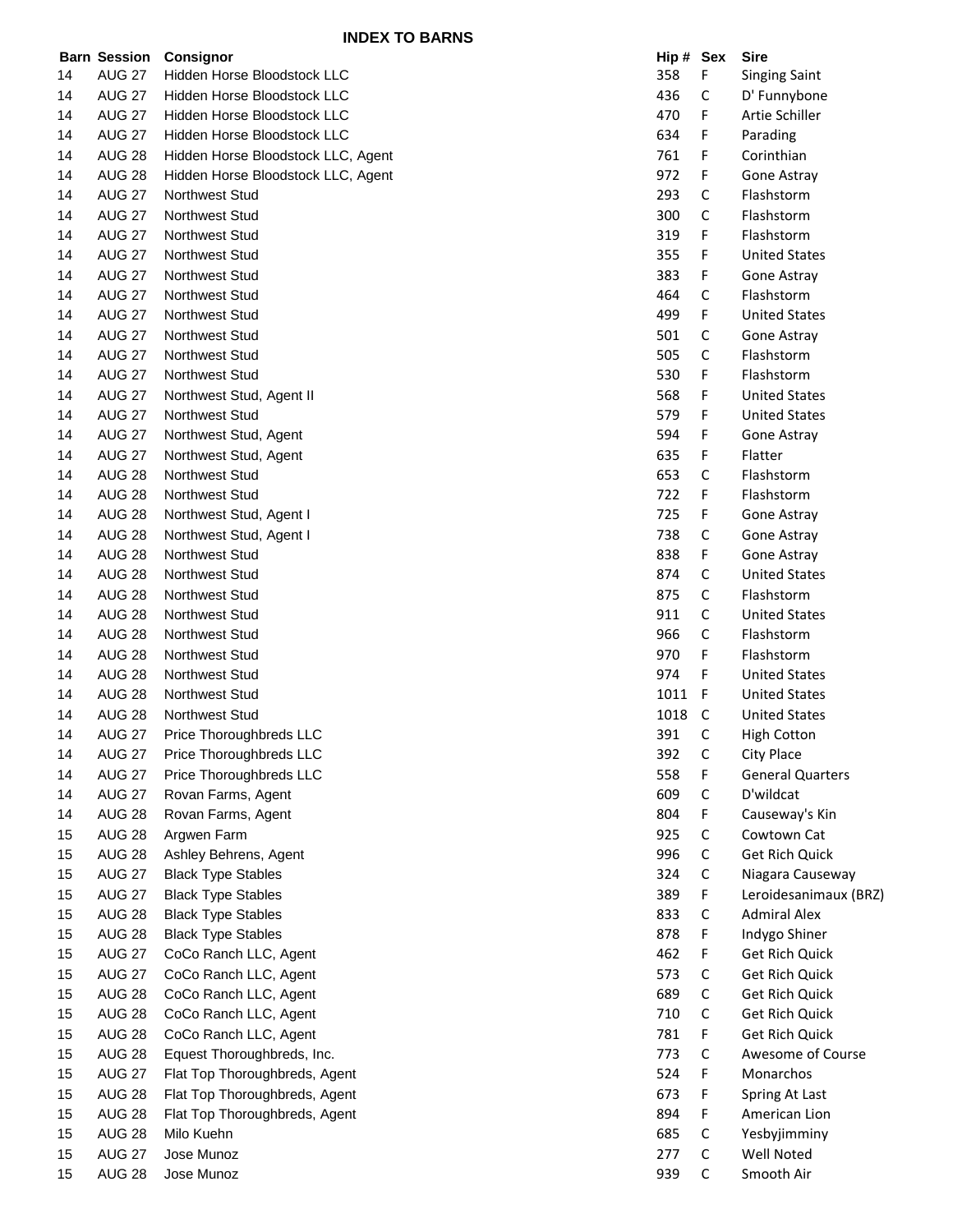## INDEX TO BARNS

| Barn | Session | Consignor | Hip # | Sex | Sire |
|---|---|---|---|---|---|
| 14 | AUG 27 | Hidden Horse Bloodstock LLC | 358 | F | Singing Saint |
| 14 | AUG 27 | Hidden Horse Bloodstock LLC | 436 | C | D' Funnybone |
| 14 | AUG 27 | Hidden Horse Bloodstock LLC | 470 | F | Artie Schiller |
| 14 | AUG 27 | Hidden Horse Bloodstock LLC | 634 | F | Parading |
| 14 | AUG 28 | Hidden Horse Bloodstock LLC, Agent | 761 | F | Corinthian |
| 14 | AUG 28 | Hidden Horse Bloodstock LLC, Agent | 972 | F | Gone Astray |
| 14 | AUG 27 | Northwest Stud | 293 | C | Flashstorm |
| 14 | AUG 27 | Northwest Stud | 300 | C | Flashstorm |
| 14 | AUG 27 | Northwest Stud | 319 | F | Flashstorm |
| 14 | AUG 27 | Northwest Stud | 355 | F | United States |
| 14 | AUG 27 | Northwest Stud | 383 | F | Gone Astray |
| 14 | AUG 27 | Northwest Stud | 464 | C | Flashstorm |
| 14 | AUG 27 | Northwest Stud | 499 | F | United States |
| 14 | AUG 27 | Northwest Stud | 501 | C | Gone Astray |
| 14 | AUG 27 | Northwest Stud | 505 | C | Flashstorm |
| 14 | AUG 27 | Northwest Stud | 530 | F | Flashstorm |
| 14 | AUG 27 | Northwest Stud, Agent II | 568 | F | United States |
| 14 | AUG 27 | Northwest Stud | 579 | F | United States |
| 14 | AUG 27 | Northwest Stud, Agent | 594 | F | Gone Astray |
| 14 | AUG 27 | Northwest Stud, Agent | 635 | F | Flatter |
| 14 | AUG 28 | Northwest Stud | 653 | C | Flashstorm |
| 14 | AUG 28 | Northwest Stud | 722 | F | Flashstorm |
| 14 | AUG 28 | Northwest Stud, Agent I | 725 | F | Gone Astray |
| 14 | AUG 28 | Northwest Stud, Agent I | 738 | C | Gone Astray |
| 14 | AUG 28 | Northwest Stud | 838 | F | Gone Astray |
| 14 | AUG 28 | Northwest Stud | 874 | C | United States |
| 14 | AUG 28 | Northwest Stud | 875 | C | Flashstorm |
| 14 | AUG 28 | Northwest Stud | 911 | C | United States |
| 14 | AUG 28 | Northwest Stud | 966 | C | Flashstorm |
| 14 | AUG 28 | Northwest Stud | 970 | F | Flashstorm |
| 14 | AUG 28 | Northwest Stud | 974 | F | United States |
| 14 | AUG 28 | Northwest Stud | 1011 | F | United States |
| 14 | AUG 28 | Northwest Stud | 1018 | C | United States |
| 14 | AUG 27 | Price Thoroughbreds LLC | 391 | C | High Cotton |
| 14 | AUG 27 | Price Thoroughbreds LLC | 392 | C | City Place |
| 14 | AUG 27 | Price Thoroughbreds LLC | 558 | F | General Quarters |
| 14 | AUG 27 | Rovan Farms, Agent | 609 | C | D'wildcat |
| 14 | AUG 28 | Rovan Farms, Agent | 804 | F | Causeway's Kin |
| 15 | AUG 28 | Argwen Farm | 925 | C | Cowtown Cat |
| 15 | AUG 28 | Ashley Behrens, Agent | 996 | C | Get Rich Quick |
| 15 | AUG 27 | Black Type Stables | 324 | C | Niagara Causeway |
| 15 | AUG 27 | Black Type Stables | 389 | F | Leroidesanimaux (BRZ) |
| 15 | AUG 28 | Black Type Stables | 833 | C | Admiral Alex |
| 15 | AUG 28 | Black Type Stables | 878 | F | Indygo Shiner |
| 15 | AUG 27 | CoCo Ranch LLC, Agent | 462 | F | Get Rich Quick |
| 15 | AUG 27 | CoCo Ranch LLC, Agent | 573 | C | Get Rich Quick |
| 15 | AUG 28 | CoCo Ranch LLC, Agent | 689 | C | Get Rich Quick |
| 15 | AUG 28 | CoCo Ranch LLC, Agent | 710 | C | Get Rich Quick |
| 15 | AUG 28 | CoCo Ranch LLC, Agent | 781 | F | Get Rich Quick |
| 15 | AUG 28 | Equest Thoroughbreds, Inc. | 773 | C | Awesome of Course |
| 15 | AUG 27 | Flat Top Thoroughbreds, Agent | 524 | F | Monarchos |
| 15 | AUG 28 | Flat Top Thoroughbreds, Agent | 673 | F | Spring At Last |
| 15 | AUG 28 | Flat Top Thoroughbreds, Agent | 894 | F | American Lion |
| 15 | AUG 28 | Milo Kuehn | 685 | C | Yesbyjimminy |
| 15 | AUG 27 | Jose Munoz | 277 | C | Well Noted |
| 15 | AUG 28 | Jose Munoz | 939 | C | Smooth Air |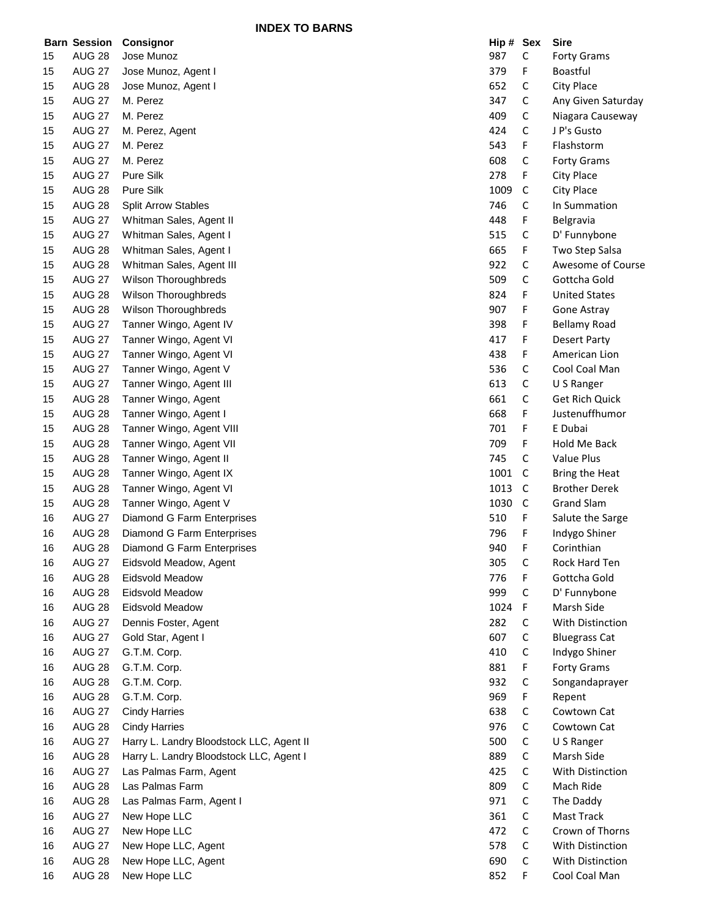## INDEX TO BARNS

| Barn | Session | Consignor | Hip # | Sex | Sire |
|---|---|---|---|---|---|
| 15 | AUG 28 | Jose Munoz | 987 | C | Forty Grams |
| 15 | AUG 27 | Jose Munoz, Agent I | 379 | F | Boastful |
| 15 | AUG 28 | Jose Munoz, Agent I | 652 | C | City Place |
| 15 | AUG 27 | M. Perez | 347 | C | Any Given Saturday |
| 15 | AUG 27 | M. Perez | 409 | C | Niagara Causeway |
| 15 | AUG 27 | M. Perez, Agent | 424 | C | J P's Gusto |
| 15 | AUG 27 | M. Perez | 543 | F | Flashstorm |
| 15 | AUG 27 | M. Perez | 608 | C | Forty Grams |
| 15 | AUG 27 | Pure Silk | 278 | F | City Place |
| 15 | AUG 28 | Pure Silk | 1009 | C | City Place |
| 15 | AUG 28 | Split Arrow Stables | 746 | C | In Summation |
| 15 | AUG 27 | Whitman Sales, Agent II | 448 | F | Belgravia |
| 15 | AUG 27 | Whitman Sales, Agent I | 515 | C | D' Funnybone |
| 15 | AUG 28 | Whitman Sales, Agent I | 665 | F | Two Step Salsa |
| 15 | AUG 28 | Whitman Sales, Agent III | 922 | C | Awesome of Course |
| 15 | AUG 27 | Wilson Thoroughbreds | 509 | C | Gottcha Gold |
| 15 | AUG 28 | Wilson Thoroughbreds | 824 | F | United States |
| 15 | AUG 28 | Wilson Thoroughbreds | 907 | F | Gone Astray |
| 15 | AUG 27 | Tanner Wingo, Agent IV | 398 | F | Bellamy Road |
| 15 | AUG 27 | Tanner Wingo, Agent VI | 417 | F | Desert Party |
| 15 | AUG 27 | Tanner Wingo, Agent VI | 438 | F | American Lion |
| 15 | AUG 27 | Tanner Wingo, Agent V | 536 | C | Cool Coal Man |
| 15 | AUG 27 | Tanner Wingo, Agent III | 613 | C | U S Ranger |
| 15 | AUG 28 | Tanner Wingo, Agent | 661 | C | Get Rich Quick |
| 15 | AUG 28 | Tanner Wingo, Agent I | 668 | F | Justenuffhumor |
| 15 | AUG 28 | Tanner Wingo, Agent VIII | 701 | F | E Dubai |
| 15 | AUG 28 | Tanner Wingo, Agent VII | 709 | F | Hold Me Back |
| 15 | AUG 28 | Tanner Wingo, Agent II | 745 | C | Value Plus |
| 15 | AUG 28 | Tanner Wingo, Agent IX | 1001 | C | Bring the Heat |
| 15 | AUG 28 | Tanner Wingo, Agent VI | 1013 | C | Brother Derek |
| 15 | AUG 28 | Tanner Wingo, Agent V | 1030 | C | Grand Slam |
| 16 | AUG 27 | Diamond G Farm Enterprises | 510 | F | Salute the Sarge |
| 16 | AUG 28 | Diamond G Farm Enterprises | 796 | F | Indygo Shiner |
| 16 | AUG 28 | Diamond G Farm Enterprises | 940 | F | Corinthian |
| 16 | AUG 27 | Eidsvold Meadow, Agent | 305 | C | Rock Hard Ten |
| 16 | AUG 28 | Eidsvold Meadow | 776 | F | Gottcha Gold |
| 16 | AUG 28 | Eidsvold Meadow | 999 | C | D' Funnybone |
| 16 | AUG 28 | Eidsvold Meadow | 1024 | F | Marsh Side |
| 16 | AUG 27 | Dennis Foster, Agent | 282 | C | With Distinction |
| 16 | AUG 27 | Gold Star, Agent I | 607 | C | Bluegrass Cat |
| 16 | AUG 27 | G.T.M. Corp. | 410 | C | Indygo Shiner |
| 16 | AUG 28 | G.T.M. Corp. | 881 | F | Forty Grams |
| 16 | AUG 28 | G.T.M. Corp. | 932 | C | Songandaprayer |
| 16 | AUG 28 | G.T.M. Corp. | 969 | F | Repent |
| 16 | AUG 27 | Cindy Harries | 638 | C | Cowtown Cat |
| 16 | AUG 28 | Cindy Harries | 976 | C | Cowtown Cat |
| 16 | AUG 27 | Harry L. Landry Bloodstock LLC, Agent II | 500 | C | U S Ranger |
| 16 | AUG 28 | Harry L. Landry Bloodstock LLC, Agent I | 889 | C | Marsh Side |
| 16 | AUG 27 | Las Palmas Farm, Agent | 425 | C | With Distinction |
| 16 | AUG 28 | Las Palmas Farm | 809 | C | Mach Ride |
| 16 | AUG 28 | Las Palmas Farm, Agent I | 971 | C | The Daddy |
| 16 | AUG 27 | New Hope LLC | 361 | C | Mast Track |
| 16 | AUG 27 | New Hope LLC | 472 | C | Crown of Thorns |
| 16 | AUG 27 | New Hope LLC, Agent | 578 | C | With Distinction |
| 16 | AUG 28 | New Hope LLC, Agent | 690 | C | With Distinction |
| 16 | AUG 28 | New Hope LLC | 852 | F | Cool Coal Man |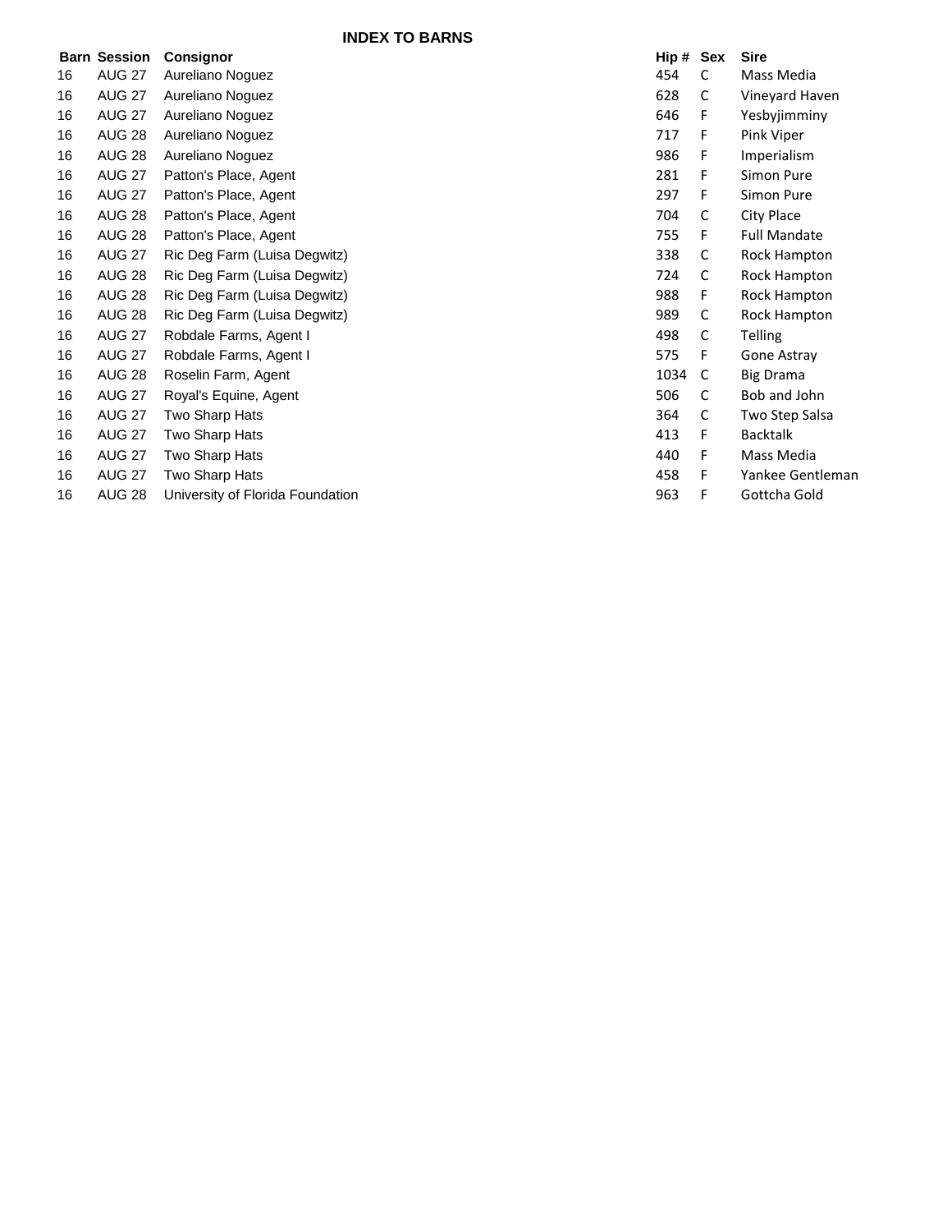## INDEX TO BARNS

| Barn | Session | Consignor | Hip # | Sex | Sire |
|---|---|---|---|---|---|
| 16 | AUG 27 | Aureliano Noguez | 454 | C | Mass Media |
| 16 | AUG 27 | Aureliano Noguez | 628 | C | Vineyard Haven |
| 16 | AUG 27 | Aureliano Noguez | 646 | F | Yesbyjimminy |
| 16 | AUG 28 | Aureliano Noguez | 717 | F | Pink Viper |
| 16 | AUG 28 | Aureliano Noguez | 986 | F | Imperialism |
| 16 | AUG 27 | Patton's Place, Agent | 281 | F | Simon Pure |
| 16 | AUG 27 | Patton's Place, Agent | 297 | F | Simon Pure |
| 16 | AUG 28 | Patton's Place, Agent | 704 | C | City Place |
| 16 | AUG 28 | Patton's Place, Agent | 755 | F | Full Mandate |
| 16 | AUG 27 | Ric Deg Farm (Luisa Degwitz) | 338 | C | Rock Hampton |
| 16 | AUG 28 | Ric Deg Farm (Luisa Degwitz) | 724 | C | Rock Hampton |
| 16 | AUG 28 | Ric Deg Farm (Luisa Degwitz) | 988 | F | Rock Hampton |
| 16 | AUG 28 | Ric Deg Farm (Luisa Degwitz) | 989 | C | Rock Hampton |
| 16 | AUG 27 | Robdale Farms, Agent I | 498 | C | Telling |
| 16 | AUG 27 | Robdale Farms, Agent I | 575 | F | Gone Astray |
| 16 | AUG 28 | Roselin Farm, Agent | 1034 | C | Big Drama |
| 16 | AUG 27 | Royal's Equine, Agent | 506 | C | Bob and John |
| 16 | AUG 27 | Two Sharp Hats | 364 | C | Two Step Salsa |
| 16 | AUG 27 | Two Sharp Hats | 413 | F | Backtalk |
| 16 | AUG 27 | Two Sharp Hats | 440 | F | Mass Media |
| 16 | AUG 27 | Two Sharp Hats | 458 | F | Yankee Gentleman |
| 16 | AUG 28 | University of Florida Foundation | 963 | F | Gottcha Gold |